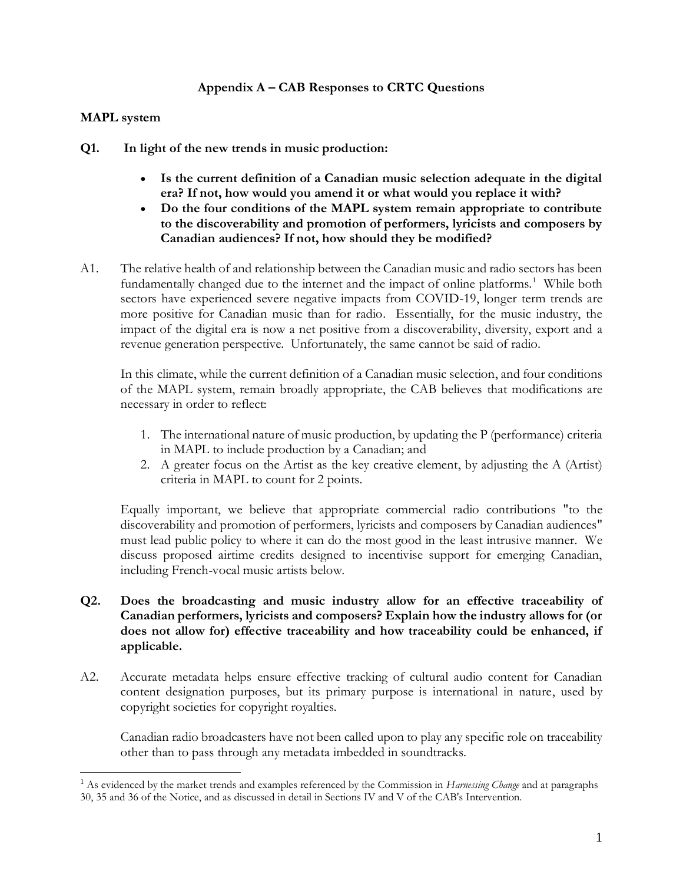## Appendix A – CAB Responses to CRTC Questions

### MAPL system

**Q1. In light of the new trends in music production:**

- **Is the current definition of a Canadian music selection adequate in the digital era? If not, how would you amend it or what would you replace it with?**
- **Do the four conditions of the MAPL system remain appropriate to contribute to the discoverability and promotion of performers, lyricists and composers by Canadian audiences? If not, how should they be modified?**

A1. The relative health of and relationship between the Canadian music and radio sectors has been fundamentally changed due to the internet and the impact of online platforms.[1] While both sectors have experienced severe negative impacts from COVID-19, longer term trends are more positive for Canadian music than for radio. Essentially, for the music industry, the impact of the digital era is now a net positive from a discoverability, diversity, export and a revenue generation perspective. Unfortunately, the same cannot be said of radio.

In this climate, while the current definition of a Canadian music selection, and four conditions of the MAPL system, remain broadly appropriate, the CAB believes that modifications are necessary in order to reflect:

1. The international nature of music production, by updating the P (performance) criteria in MAPL to include production by a Canadian; and
2. A greater focus on the Artist as the key creative element, by adjusting the A (Artist) criteria in MAPL to count for 2 points.

Equally important, we believe that appropriate commercial radio contributions "to the discoverability and promotion of performers, lyricists and composers by Canadian audiences" must lead public policy to where it can do the most good in the least intrusive manner. We discuss proposed airtime credits designed to incentivise support for emerging Canadian, including French-vocal music artists below.

**Q2. Does the broadcasting and music industry allow for an effective traceability of Canadian performers, lyricists and composers? Explain how the industry allows for (or does not allow for) effective traceability and how traceability could be enhanced, if applicable.**

A2. Accurate metadata helps ensure effective tracking of cultural audio content for Canadian content designation purposes, but its primary purpose is international in nature, used by copyright societies for copyright royalties.

Canadian radio broadcasters have not been called upon to play any specific role on traceability other than to pass through any metadata imbedded in soundtracks.

[1] As evidenced by the market trends and examples referenced by the Commission in *Harnessing Change* and at paragraphs 30, 35 and 36 of the Notice, and as discussed in detail in Sections IV and V of the CAB's Intervention.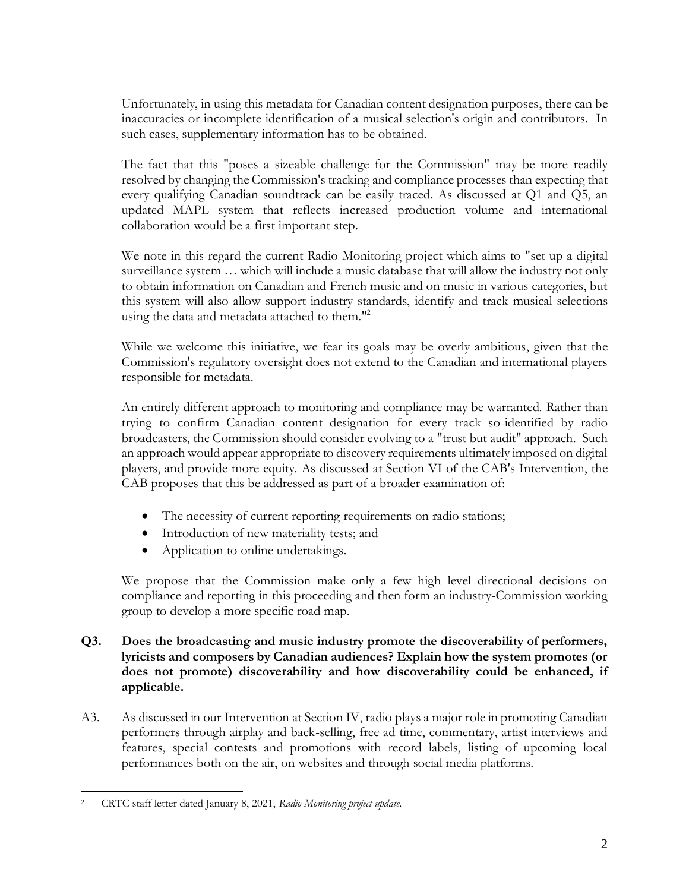Unfortunately, in using this metadata for Canadian content designation purposes, there can be inaccuracies or incomplete identification of a musical selection's origin and contributors. In such cases, supplementary information has to be obtained.

The fact that this "poses a sizeable challenge for the Commission" may be more readily resolved by changing the Commission's tracking and compliance processes than expecting that every qualifying Canadian soundtrack can be easily traced. As discussed at Q1 and Q5, an updated MAPL system that reflects increased production volume and international collaboration would be a first important step.

We note in this regard the current Radio Monitoring project which aims to "set up a digital surveillance system … which will include a music database that will allow the industry not only to obtain information on Canadian and French music and on music in various categories, but this system will also allow support industry standards, identify and track musical selections using the data and metadata attached to them."[2]

While we welcome this initiative, we fear its goals may be overly ambitious, given that the Commission's regulatory oversight does not extend to the Canadian and international players responsible for metadata.

An entirely different approach to monitoring and compliance may be warranted. Rather than trying to confirm Canadian content designation for every track so-identified by radio broadcasters, the Commission should consider evolving to a "trust but audit" approach. Such an approach would appear appropriate to discovery requirements ultimately imposed on digital players, and provide more equity. As discussed at Section VI of the CAB's Intervention, the CAB proposes that this be addressed as part of a broader examination of:

- The necessity of current reporting requirements on radio stations;
- Introduction of new materiality tests; and
- Application to online undertakings.

We propose that the Commission make only a few high level directional decisions on compliance and reporting in this proceeding and then form an industry-Commission working group to develop a more specific road map.

**Q3. Does the broadcasting and music industry promote the discoverability of performers, lyricists and composers by Canadian audiences? Explain how the system promotes (or does not promote) discoverability and how discoverability could be enhanced, if applicable.**

A3. As discussed in our Intervention at Section IV, radio plays a major role in promoting Canadian performers through airplay and back-selling, free ad time, commentary, artist interviews and features, special contests and promotions with record labels, listing of upcoming local performances both on the air, on websites and through social media platforms.

---

[2] CRTC staff letter dated January 8, 2021, *Radio Monitoring project update*.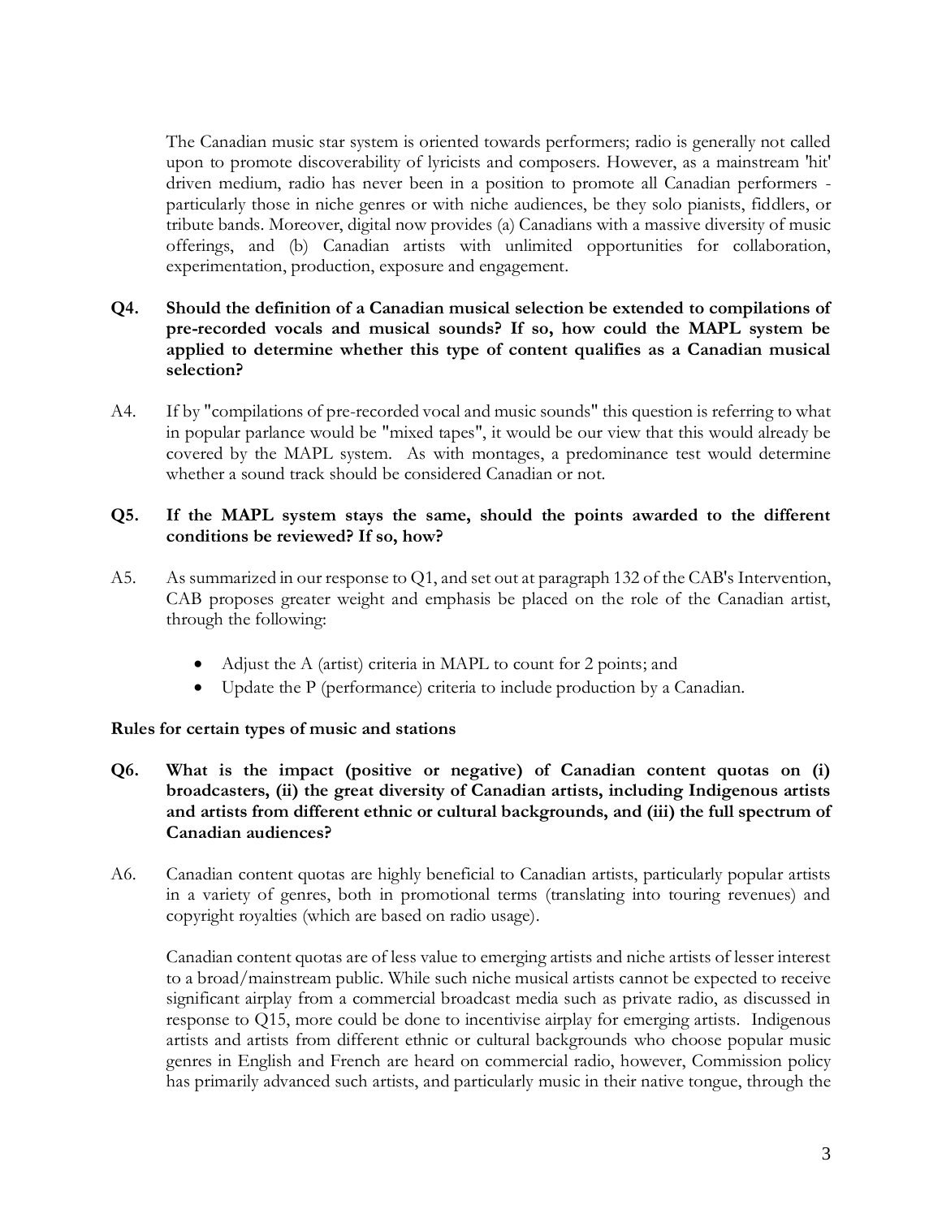The Canadian music star system is oriented towards performers; radio is generally not called upon to promote discoverability of lyricists and composers. However, as a mainstream 'hit' driven medium, radio has never been in a position to promote all Canadian performers - particularly those in niche genres or with niche audiences, be they solo pianists, fiddlers, or tribute bands. Moreover, digital now provides (a) Canadians with a massive diversity of music offerings, and (b) Canadian artists with unlimited opportunities for collaboration, experimentation, production, exposure and engagement.

**Q4. Should the definition of a Canadian musical selection be extended to compilations of pre-recorded vocals and musical sounds? If so, how could the MAPL system be applied to determine whether this type of content qualifies as a Canadian musical selection?**

A4. If by "compilations of pre-recorded vocal and music sounds" this question is referring to what in popular parlance would be "mixed tapes", it would be our view that this would already be covered by the MAPL system. As with montages, a predominance test would determine whether a sound track should be considered Canadian or not.

**Q5. If the MAPL system stays the same, should the points awarded to the different conditions be reviewed? If so, how?**

A5. As summarized in our response to Q1, and set out at paragraph 132 of the CAB's Intervention, CAB proposes greater weight and emphasis be placed on the role of the Canadian artist, through the following:

- Adjust the A (artist) criteria in MAPL to count for 2 points; and
- Update the P (performance) criteria to include production by a Canadian.

**Rules for certain types of music and stations**

**Q6. What is the impact (positive or negative) of Canadian content quotas on (i) broadcasters, (ii) the great diversity of Canadian artists, including Indigenous artists and artists from different ethnic or cultural backgrounds, and (iii) the full spectrum of Canadian audiences?**

A6. Canadian content quotas are highly beneficial to Canadian artists, particularly popular artists in a variety of genres, both in promotional terms (translating into touring revenues) and copyright royalties (which are based on radio usage).

Canadian content quotas are of less value to emerging artists and niche artists of lesser interest to a broad/mainstream public. While such niche musical artists cannot be expected to receive significant airplay from a commercial broadcast media such as private radio, as discussed in response to Q15, more could be done to incentivise airplay for emerging artists. Indigenous artists and artists from different ethnic or cultural backgrounds who choose popular music genres in English and French are heard on commercial radio, however, Commission policy has primarily advanced such artists, and particularly music in their native tongue, through the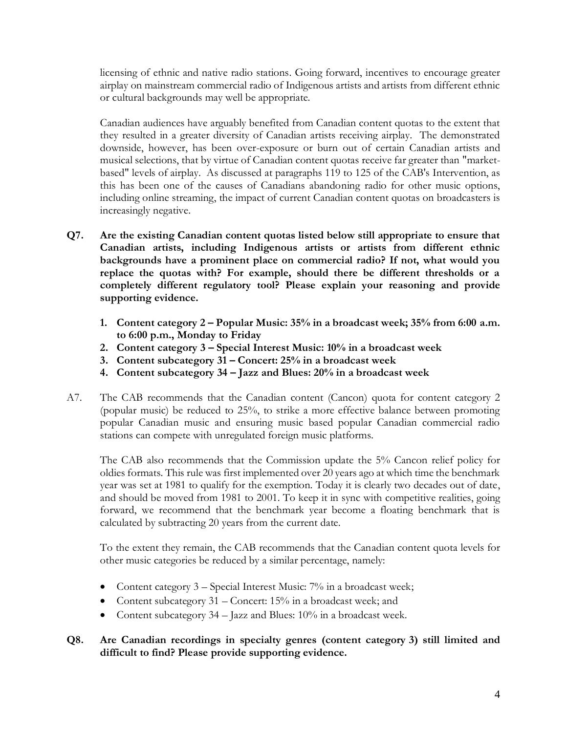licensing of ethnic and native radio stations. Going forward, incentives to encourage greater airplay on mainstream commercial radio of Indigenous artists and artists from different ethnic or cultural backgrounds may well be appropriate.

Canadian audiences have arguably benefited from Canadian content quotas to the extent that they resulted in a greater diversity of Canadian artists receiving airplay. The demonstrated downside, however, has been over-exposure or burn out of certain Canadian artists and musical selections, that by virtue of Canadian content quotas receive far greater than "market-based" levels of airplay. As discussed at paragraphs 119 to 125 of the CAB's Intervention, as this has been one of the causes of Canadians abandoning radio for other music options, including online streaming, the impact of current Canadian content quotas on broadcasters is increasingly negative.

**Q7. Are the existing Canadian content quotas listed below still appropriate to ensure that Canadian artists, including Indigenous artists or artists from different ethnic backgrounds have a prominent place on commercial radio? If not, what would you replace the quotas with? For example, should there be different thresholds or a completely different regulatory tool? Please explain your reasoning and provide supporting evidence.**

1. **Content category 2 – Popular Music: 35% in a broadcast week; 35% from 6:00 a.m. to 6:00 p.m., Monday to Friday**
2. **Content category 3 – Special Interest Music: 10% in a broadcast week**
3. **Content subcategory 31 – Concert: 25% in a broadcast week**
4. **Content subcategory 34 – Jazz and Blues: 20% in a broadcast week**

A7. The CAB recommends that the Canadian content (Cancon) quota for content category 2 (popular music) be reduced to 25%, to strike a more effective balance between promoting popular Canadian music and ensuring music based popular Canadian commercial radio stations can compete with unregulated foreign music platforms.

The CAB also recommends that the Commission update the 5% Cancon relief policy for oldies formats. This rule was first implemented over 20 years ago at which time the benchmark year was set at 1981 to qualify for the exemption. Today it is clearly two decades out of date, and should be moved from 1981 to 2001. To keep it in sync with competitive realities, going forward, we recommend that the benchmark year become a floating benchmark that is calculated by subtracting 20 years from the current date.

To the extent they remain, the CAB recommends that the Canadian content quota levels for other music categories be reduced by a similar percentage, namely:

- Content category 3 – Special Interest Music: 7% in a broadcast week;
- Content subcategory 31 – Concert: 15% in a broadcast week; and
- Content subcategory 34 – Jazz and Blues: 10% in a broadcast week.

**Q8. Are Canadian recordings in specialty genres (content category 3) still limited and difficult to find? Please provide supporting evidence.**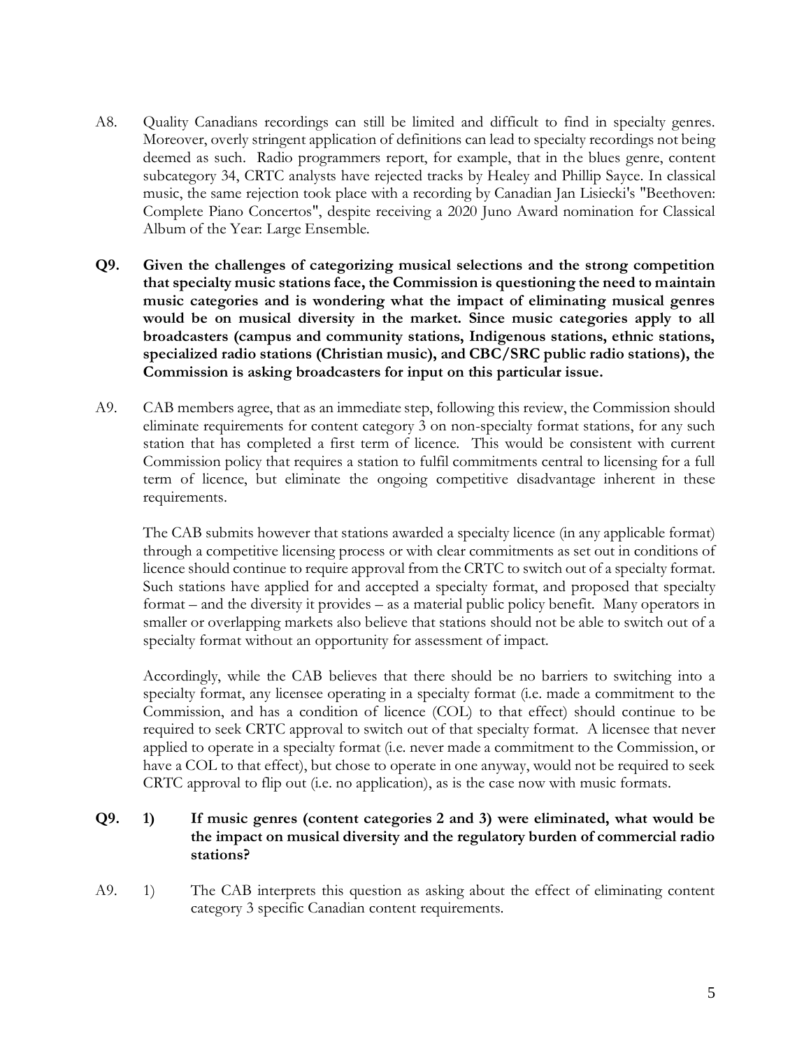A8. Quality Canadians recordings can still be limited and difficult to find in specialty genres. Moreover, overly stringent application of definitions can lead to specialty recordings not being deemed as such. Radio programmers report, for example, that in the blues genre, content subcategory 34, CRTC analysts have rejected tracks by Healey and Phillip Sayce. In classical music, the same rejection took place with a recording by Canadian Jan Lisiecki's "Beethoven: Complete Piano Concertos", despite receiving a 2020 Juno Award nomination for Classical Album of the Year: Large Ensemble.

**Q9. Given the challenges of categorizing musical selections and the strong competition that specialty music stations face, the Commission is questioning the need to maintain music categories and is wondering what the impact of eliminating musical genres would be on musical diversity in the market. Since music categories apply to all broadcasters (campus and community stations, Indigenous stations, ethnic stations, specialized radio stations (Christian music), and CBC/SRC public radio stations), the Commission is asking broadcasters for input on this particular issue.**

A9. CAB members agree, that as an immediate step, following this review, the Commission should eliminate requirements for content category 3 on non-specialty format stations, for any such station that has completed a first term of licence. This would be consistent with current Commission policy that requires a station to fulfil commitments central to licensing for a full term of licence, but eliminate the ongoing competitive disadvantage inherent in these requirements.

The CAB submits however that stations awarded a specialty licence (in any applicable format) through a competitive licensing process or with clear commitments as set out in conditions of licence should continue to require approval from the CRTC to switch out of a specialty format. Such stations have applied for and accepted a specialty format, and proposed that specialty format – and the diversity it provides – as a material public policy benefit. Many operators in smaller or overlapping markets also believe that stations should not be able to switch out of a specialty format without an opportunity for assessment of impact.

Accordingly, while the CAB believes that there should be no barriers to switching into a specialty format, any licensee operating in a specialty format (i.e. made a commitment to the Commission, and has a condition of licence (COL) to that effect) should continue to be required to seek CRTC approval to switch out of that specialty format. A licensee that never applied to operate in a specialty format (i.e. never made a commitment to the Commission, or have a COL to that effect), but chose to operate in one anyway, would not be required to seek CRTC approval to flip out (i.e. no application), as is the case now with music formats.

**Q9. 1) If music genres (content categories 2 and 3) were eliminated, what would be the impact on musical diversity and the regulatory burden of commercial radio stations?**

A9. 1) The CAB interprets this question as asking about the effect of eliminating content category 3 specific Canadian content requirements.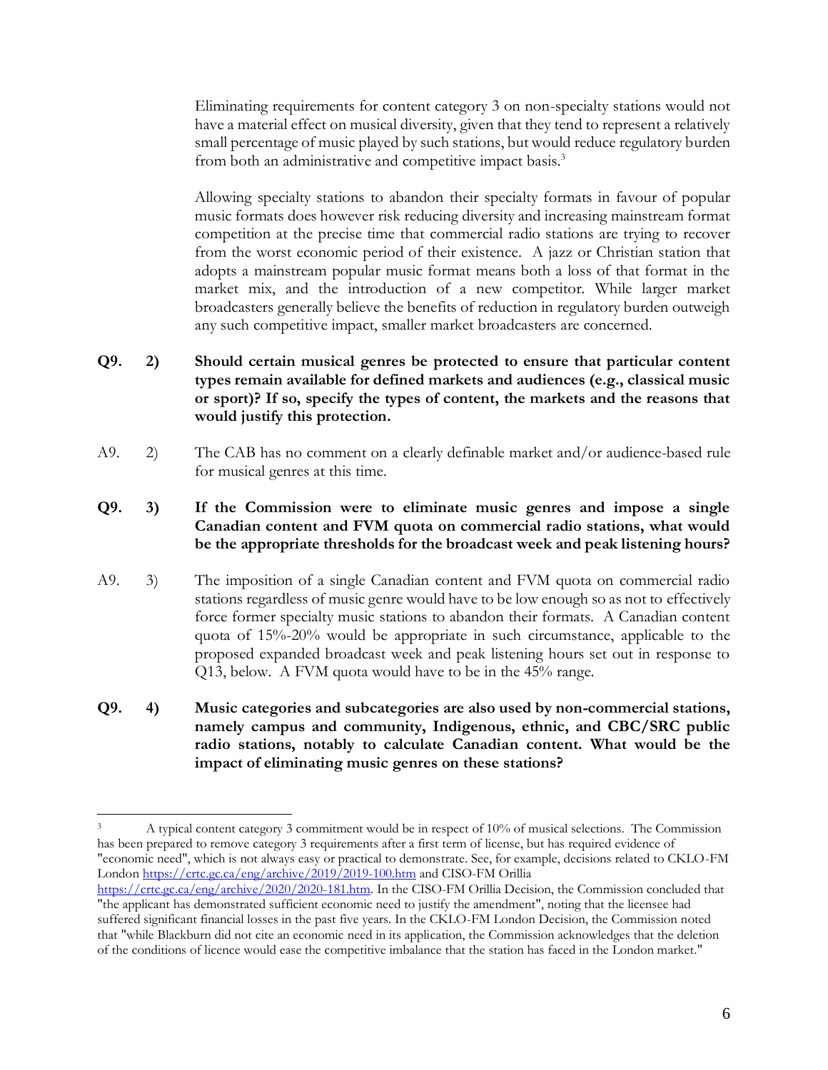Eliminating requirements for content category 3 on non-specialty stations would not have a material effect on musical diversity, given that they tend to represent a relatively small percentage of music played by such stations, but would reduce regulatory burden from both an administrative and competitive impact basis.[3]

Allowing specialty stations to abandon their specialty formats in favour of popular music formats does however risk reducing diversity and increasing mainstream format competition at the precise time that commercial radio stations are trying to recover from the worst economic period of their existence. A jazz or Christian station that adopts a mainstream popular music format means both a loss of that format in the market mix, and the introduction of a new competitor. While larger market broadcasters generally believe the benefits of reduction in regulatory burden outweigh any such competitive impact, smaller market broadcasters are concerned.

**Q9. 2) Should certain musical genres be protected to ensure that particular content types remain available for defined markets and audiences (e.g., classical music or sport)? If so, specify the types of content, the markets and the reasons that would justify this protection.**

A9. 2) The CAB has no comment on a clearly definable market and/or audience-based rule for musical genres at this time.

**Q9. 3) If the Commission were to eliminate music genres and impose a single Canadian content and FVM quota on commercial radio stations, what would be the appropriate thresholds for the broadcast week and peak listening hours?**

A9. 3) The imposition of a single Canadian content and FVM quota on commercial radio stations regardless of music genre would have to be low enough so as not to effectively force former specialty music stations to abandon their formats. A Canadian content quota of 15%-20% would be appropriate in such circumstance, applicable to the proposed expanded broadcast week and peak listening hours set out in response to Q13, below. A FVM quota would have to be in the 45% range.

**Q9. 4) Music categories and subcategories are also used by non-commercial stations, namely campus and community, Indigenous, ethnic, and CBC/SRC public radio stations, notably to calculate Canadian content. What would be the impact of eliminating music genres on these stations?**

---

[3] A typical content category 3 commitment would be in respect of 10% of musical selections. The Commission has been prepared to remove category 3 requirements after a first term of license, but has required evidence of "economic need", which is not always easy or practical to demonstrate. See, for example, decisions related to CKLO-FM London https://crtc.gc.ca/eng/archive/2019/2019-100.htm and CISO-FM Orillia https://crtc.gc.ca/eng/archive/2020/2020-181.htm. In the CISO-FM Orillia Decision, the Commission concluded that "the applicant has demonstrated sufficient economic need to justify the amendment", noting that the licensee had suffered significant financial losses in the past five years. In the CKLO-FM London Decision, the Commission noted that "while Blackburn did not cite an economic need in its application, the Commission acknowledges that the deletion of the conditions of licence would ease the competitive imbalance that the station has faced in the London market."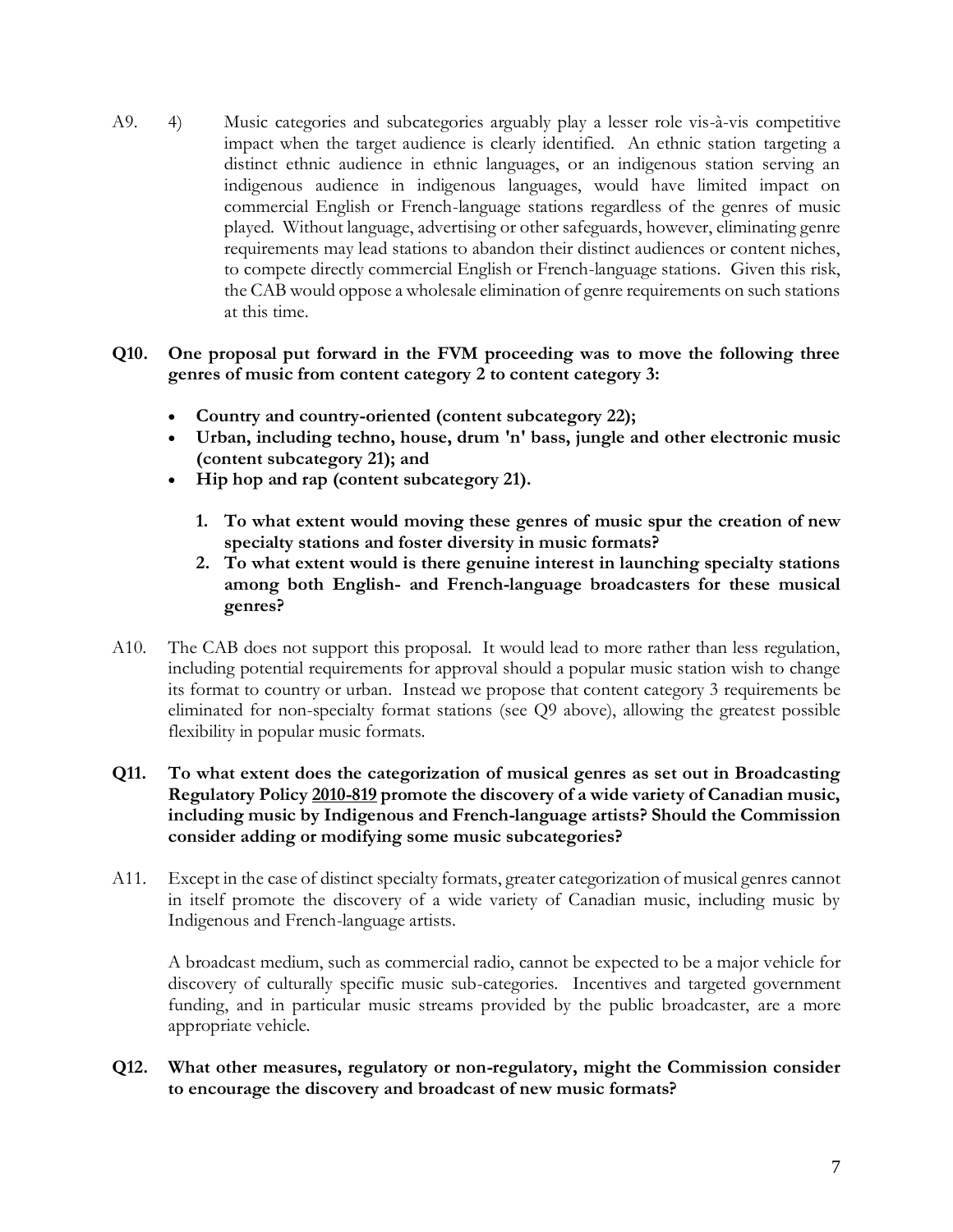A9. 4) Music categories and subcategories arguably play a lesser role vis-à-vis competitive impact when the target audience is clearly identified. An ethnic station targeting a distinct ethnic audience in ethnic languages, or an indigenous station serving an indigenous audience in indigenous languages, would have limited impact on commercial English or French-language stations regardless of the genres of music played. Without language, advertising or other safeguards, however, eliminating genre requirements may lead stations to abandon their distinct audiences or content niches, to compete directly commercial English or French-language stations. Given this risk, the CAB would oppose a wholesale elimination of genre requirements on such stations at this time.

**Q10. One proposal put forward in the FVM proceeding was to move the following three genres of music from content category 2 to content category 3:**

- **Country and country-oriented (content subcategory 22);**
- **Urban, including techno, house, drum 'n' bass, jungle and other electronic music (content subcategory 21); and**
- **Hip hop and rap (content subcategory 21).**

  1. **To what extent would moving these genres of music spur the creation of new specialty stations and foster diversity in music formats?**
  2. **To what extent would is there genuine interest in launching specialty stations among both English- and French-language broadcasters for these musical genres?**

A10. The CAB does not support this proposal. It would lead to more rather than less regulation, including potential requirements for approval should a popular music station wish to change its format to country or urban. Instead we propose that content category 3 requirements be eliminated for non-specialty format stations (see Q9 above), allowing the greatest possible flexibility in popular music formats.

**Q11. To what extent does the categorization of musical genres as set out in Broadcasting Regulatory Policy 2010-819 promote the discovery of a wide variety of Canadian music, including music by Indigenous and French-language artists? Should the Commission consider adding or modifying some music subcategories?**

A11. Except in the case of distinct specialty formats, greater categorization of musical genres cannot in itself promote the discovery of a wide variety of Canadian music, including music by Indigenous and French-language artists.

A broadcast medium, such as commercial radio, cannot be expected to be a major vehicle for discovery of culturally specific music sub-categories. Incentives and targeted government funding, and in particular music streams provided by the public broadcaster, are a more appropriate vehicle.

**Q12. What other measures, regulatory or non-regulatory, might the Commission consider to encourage the discovery and broadcast of new music formats?**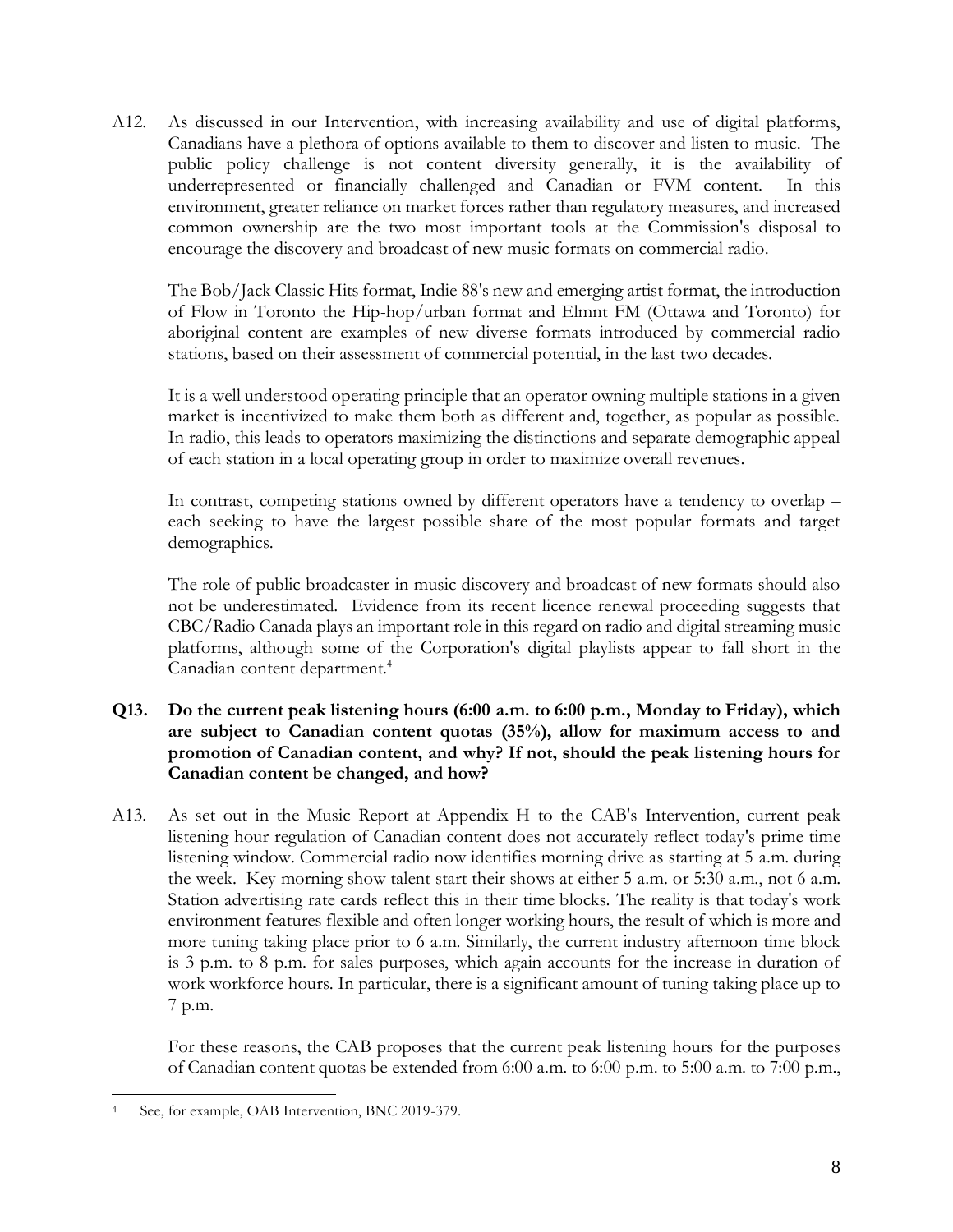A12. As discussed in our Intervention, with increasing availability and use of digital platforms, Canadians have a plethora of options available to them to discover and listen to music. The public policy challenge is not content diversity generally, it is the availability of underrepresented or financially challenged and Canadian or FVM content. In this environment, greater reliance on market forces rather than regulatory measures, and increased common ownership are the two most important tools at the Commission's disposal to encourage the discovery and broadcast of new music formats on commercial radio.

The Bob/Jack Classic Hits format, Indie 88's new and emerging artist format, the introduction of Flow in Toronto the Hip-hop/urban format and Elmnt FM (Ottawa and Toronto) for aboriginal content are examples of new diverse formats introduced by commercial radio stations, based on their assessment of commercial potential, in the last two decades.

It is a well understood operating principle that an operator owning multiple stations in a given market is incentivized to make them both as different and, together, as popular as possible. In radio, this leads to operators maximizing the distinctions and separate demographic appeal of each station in a local operating group in order to maximize overall revenues.

In contrast, competing stations owned by different operators have a tendency to overlap – each seeking to have the largest possible share of the most popular formats and target demographics.

The role of public broadcaster in music discovery and broadcast of new formats should also not be underestimated. Evidence from its recent licence renewal proceeding suggests that CBC/Radio Canada plays an important role in this regard on radio and digital streaming music platforms, although some of the Corporation's digital playlists appear to fall short in the Canadian content department.[4]

**Q13. Do the current peak listening hours (6:00 a.m. to 6:00 p.m., Monday to Friday), which are subject to Canadian content quotas (35%), allow for maximum access to and promotion of Canadian content, and why? If not, should the peak listening hours for Canadian content be changed, and how?**

A13. As set out in the Music Report at Appendix H to the CAB's Intervention, current peak listening hour regulation of Canadian content does not accurately reflect today's prime time listening window. Commercial radio now identifies morning drive as starting at 5 a.m. during the week. Key morning show talent start their shows at either 5 a.m. or 5:30 a.m., not 6 a.m. Station advertising rate cards reflect this in their time blocks. The reality is that today's work environment features flexible and often longer working hours, the result of which is more and more tuning taking place prior to 6 a.m. Similarly, the current industry afternoon time block is 3 p.m. to 8 p.m. for sales purposes, which again accounts for the increase in duration of work workforce hours. In particular, there is a significant amount of tuning taking place up to 7 p.m.

For these reasons, the CAB proposes that the current peak listening hours for the purposes of Canadian content quotas be extended from 6:00 a.m. to 6:00 p.m. to 5:00 a.m. to 7:00 p.m.,

---

[4] See, for example, OAB Intervention, BNC 2019-379.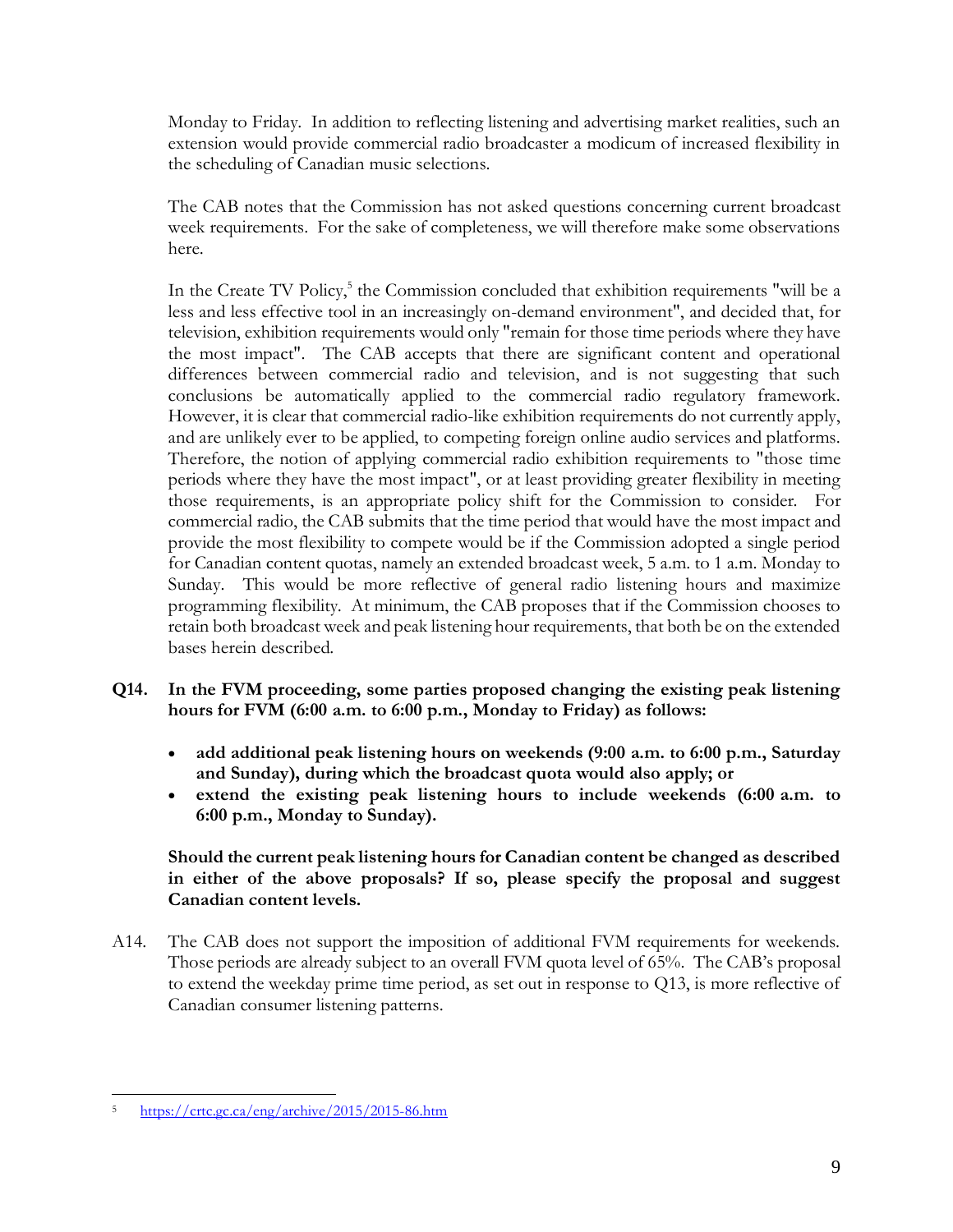Monday to Friday. In addition to reflecting listening and advertising market realities, such an extension would provide commercial radio broadcaster a modicum of increased flexibility in the scheduling of Canadian music selections.

The CAB notes that the Commission has not asked questions concerning current broadcast week requirements. For the sake of completeness, we will therefore make some observations here.

In the Create TV Policy,[5] the Commission concluded that exhibition requirements "will be a less and less effective tool in an increasingly on-demand environment", and decided that, for television, exhibition requirements would only "remain for those time periods where they have the most impact". The CAB accepts that there are significant content and operational differences between commercial radio and television, and is not suggesting that such conclusions be automatically applied to the commercial radio regulatory framework. However, it is clear that commercial radio-like exhibition requirements do not currently apply, and are unlikely ever to be applied, to competing foreign online audio services and platforms. Therefore, the notion of applying commercial radio exhibition requirements to "those time periods where they have the most impact", or at least providing greater flexibility in meeting those requirements, is an appropriate policy shift for the Commission to consider. For commercial radio, the CAB submits that the time period that would have the most impact and provide the most flexibility to compete would be if the Commission adopted a single period for Canadian content quotas, namely an extended broadcast week, 5 a.m. to 1 a.m. Monday to Sunday. This would be more reflective of general radio listening hours and maximize programming flexibility. At minimum, the CAB proposes that if the Commission chooses to retain both broadcast week and peak listening hour requirements, that both be on the extended bases herein described.

**Q14. In the FVM proceeding, some parties proposed changing the existing peak listening hours for FVM (6:00 a.m. to 6:00 p.m., Monday to Friday) as follows:**

- **add additional peak listening hours on weekends (9:00 a.m. to 6:00 p.m., Saturday and Sunday), during which the broadcast quota would also apply; or**
- **extend the existing peak listening hours to include weekends (6:00 a.m. to 6:00 p.m., Monday to Sunday).**

**Should the current peak listening hours for Canadian content be changed as described in either of the above proposals? If so, please specify the proposal and suggest Canadian content levels.**

A14. The CAB does not support the imposition of additional FVM requirements for weekends. Those periods are already subject to an overall FVM quota level of 65%. The CAB's proposal to extend the weekday prime time period, as set out in response to Q13, is more reflective of Canadian consumer listening patterns.

---

[5] https://crtc.gc.ca/eng/archive/2015/2015-86.htm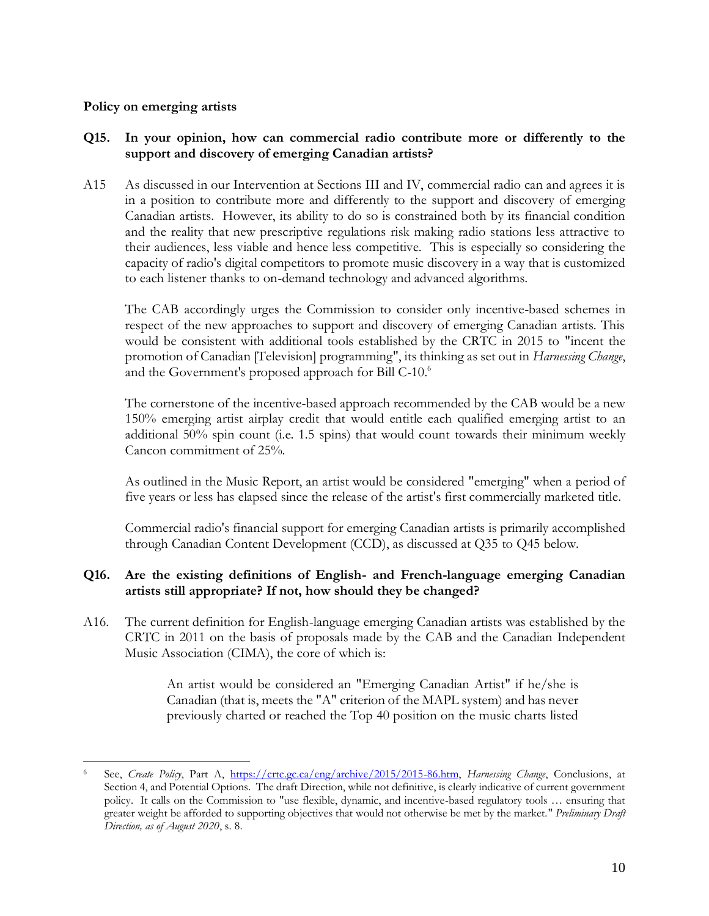**Policy on emerging artists**

**Q15. In your opinion, how can commercial radio contribute more or differently to the support and discovery of emerging Canadian artists?**

A15 As discussed in our Intervention at Sections III and IV, commercial radio can and agrees it is in a position to contribute more and differently to the support and discovery of emerging Canadian artists. However, its ability to do so is constrained both by its financial condition and the reality that new prescriptive regulations risk making radio stations less attractive to their audiences, less viable and hence less competitive. This is especially so considering the capacity of radio's digital competitors to promote music discovery in a way that is customized to each listener thanks to on-demand technology and advanced algorithms.

The CAB accordingly urges the Commission to consider only incentive-based schemes in respect of the new approaches to support and discovery of emerging Canadian artists. This would be consistent with additional tools established by the CRTC in 2015 to "incent the promotion of Canadian [Television] programming", its thinking as set out in *Harnessing Change*, and the Government's proposed approach for Bill C-10.[6]

The cornerstone of the incentive-based approach recommended by the CAB would be a new 150% emerging artist airplay credit that would entitle each qualified emerging artist to an additional 50% spin count (i.e. 1.5 spins) that would count towards their minimum weekly Cancon commitment of 25%.

As outlined in the Music Report, an artist would be considered "emerging" when a period of five years or less has elapsed since the release of the artist's first commercially marketed title.

Commercial radio's financial support for emerging Canadian artists is primarily accomplished through Canadian Content Development (CCD), as discussed at Q35 to Q45 below.

**Q16. Are the existing definitions of English- and French-language emerging Canadian artists still appropriate? If not, how should they be changed?**

A16. The current definition for English-language emerging Canadian artists was established by the CRTC in 2011 on the basis of proposals made by the CAB and the Canadian Independent Music Association (CIMA), the core of which is:

> An artist would be considered an "Emerging Canadian Artist" if he/she is Canadian (that is, meets the "A" criterion of the MAPL system) and has never previously charted or reached the Top 40 position on the music charts listed

---

[6] See, *Create Policy*, Part A, https://crtc.gc.ca/eng/archive/2015/2015-86.htm, *Harnessing Change*, Conclusions, at Section 4, and Potential Options. The draft Direction, while not definitive, is clearly indicative of current government policy. It calls on the Commission to "use flexible, dynamic, and incentive-based regulatory tools … ensuring that greater weight be afforded to supporting objectives that would not otherwise be met by the market." *Preliminary Draft Direction, as of August 2020*, s. 8.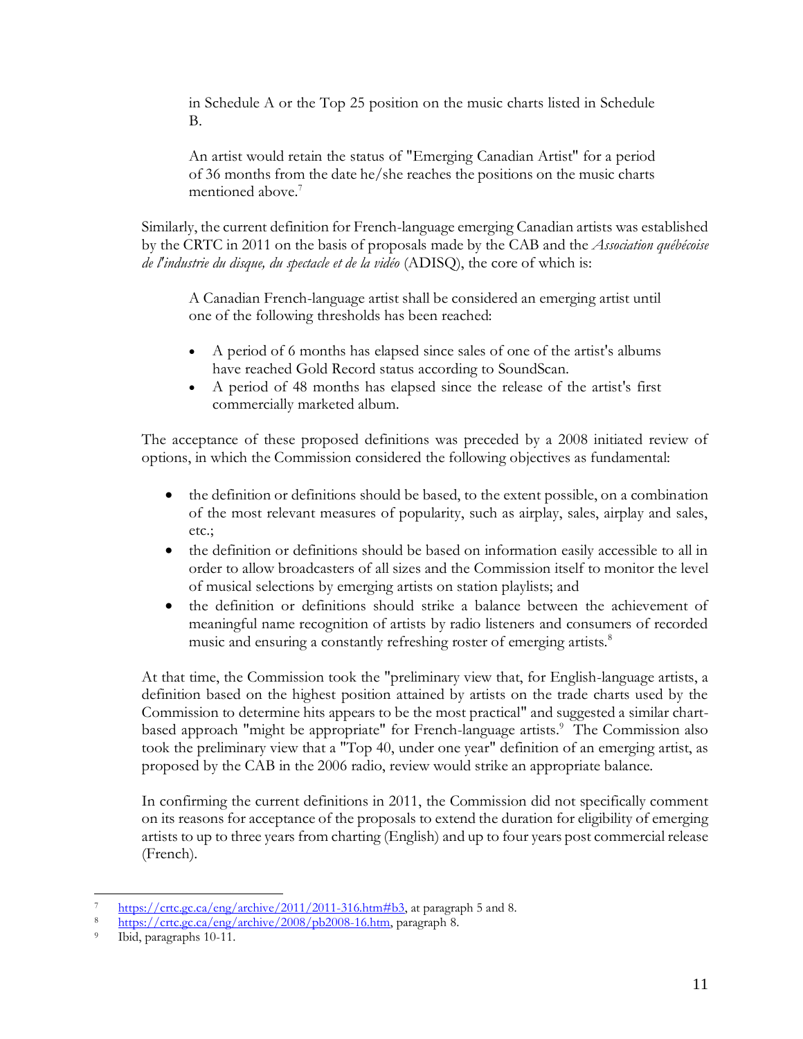> in Schedule A or the Top 25 position on the music charts listed in Schedule B.
>
> An artist would retain the status of "Emerging Canadian Artist" for a period of 36 months from the date he/she reaches the positions on the music charts mentioned above.[7]

Similarly, the current definition for French-language emerging Canadian artists was established by the CRTC in 2011 on the basis of proposals made by the CAB and the *Association québécoise de l'industrie du disque, du spectacle et de la vidéo* (ADISQ), the core of which is:

> A Canadian French-language artist shall be considered an emerging artist until one of the following thresholds has been reached:
>
> - A period of 6 months has elapsed since sales of one of the artist's albums have reached Gold Record status according to SoundScan.
> - A period of 48 months has elapsed since the release of the artist's first commercially marketed album.

The acceptance of these proposed definitions was preceded by a 2008 initiated review of options, in which the Commission considered the following objectives as fundamental:

- the definition or definitions should be based, to the extent possible, on a combination of the most relevant measures of popularity, such as airplay, sales, airplay and sales, etc.;
- the definition or definitions should be based on information easily accessible to all in order to allow broadcasters of all sizes and the Commission itself to monitor the level of musical selections by emerging artists on station playlists; and
- the definition or definitions should strike a balance between the achievement of meaningful name recognition of artists by radio listeners and consumers of recorded music and ensuring a constantly refreshing roster of emerging artists.[8]

At that time, the Commission took the "preliminary view that, for English-language artists, a definition based on the highest position attained by artists on the trade charts used by the Commission to determine hits appears to be the most practical" and suggested a similar chart-based approach "might be appropriate" for French-language artists.[9] The Commission also took the preliminary view that a "Top 40, under one year" definition of an emerging artist, as proposed by the CAB in the 2006 radio, review would strike an appropriate balance.

In confirming the current definitions in 2011, the Commission did not specifically comment on its reasons for acceptance of the proposals to extend the duration for eligibility of emerging artists to up to three years from charting (English) and up to four years post commercial release (French).

---

[7] https://crtc.gc.ca/eng/archive/2011/2011-316.htm#b3, at paragraph 5 and 8.

[8] https://crtc.gc.ca/eng/archive/2008/pb2008-16.htm, paragraph 8.

[9] Ibid, paragraphs 10-11.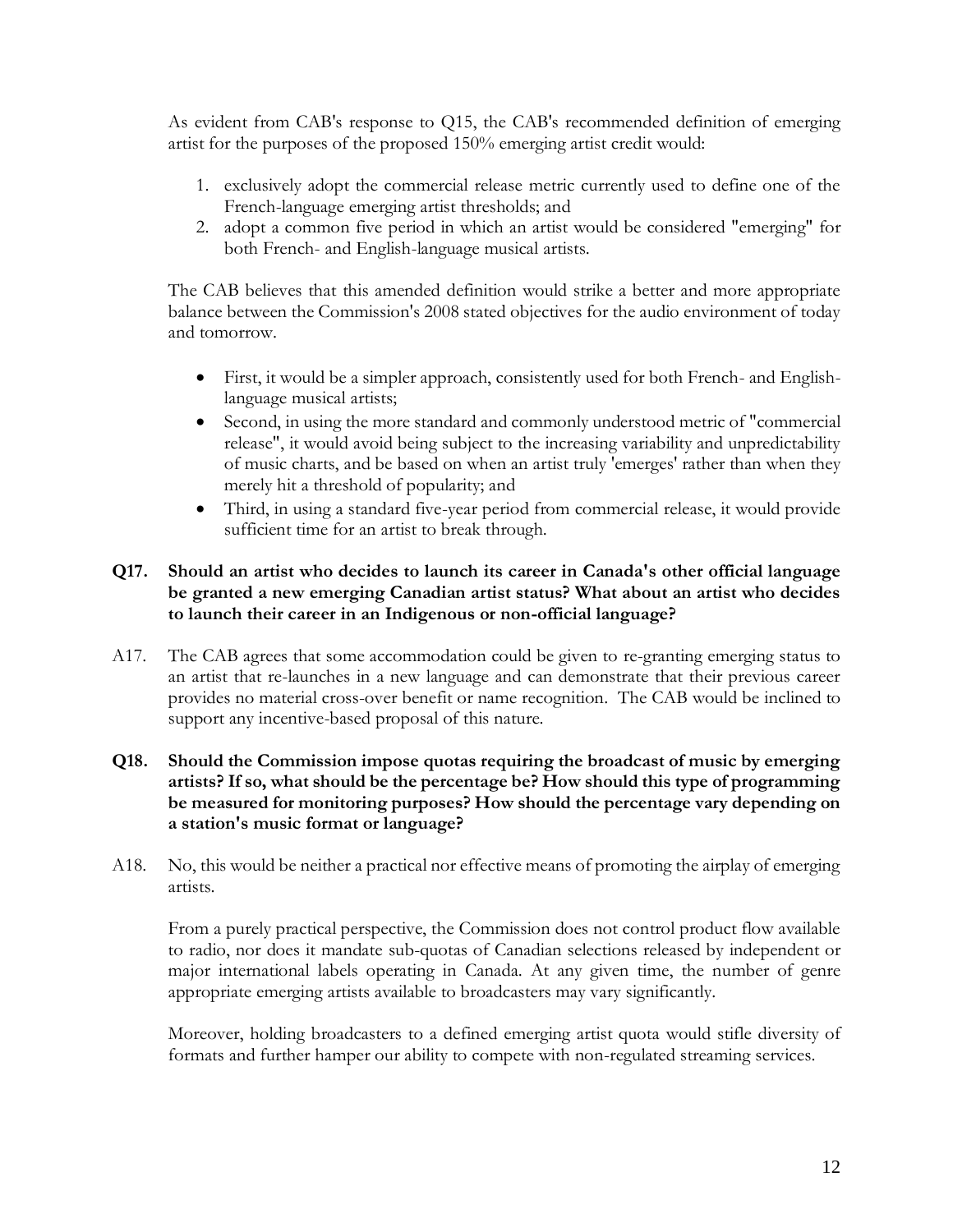As evident from CAB's response to Q15, the CAB's recommended definition of emerging artist for the purposes of the proposed 150% emerging artist credit would:

1. exclusively adopt the commercial release metric currently used to define one of the French-language emerging artist thresholds; and
2. adopt a common five period in which an artist would be considered "emerging" for both French- and English-language musical artists.

The CAB believes that this amended definition would strike a better and more appropriate balance between the Commission's 2008 stated objectives for the audio environment of today and tomorrow.

- First, it would be a simpler approach, consistently used for both French- and English-language musical artists;
- Second, in using the more standard and commonly understood metric of "commercial release", it would avoid being subject to the increasing variability and unpredictability of music charts, and be based on when an artist truly 'emerges' rather than when they merely hit a threshold of popularity; and
- Third, in using a standard five-year period from commercial release, it would provide sufficient time for an artist to break through.

**Q17. Should an artist who decides to launch its career in Canada's other official language be granted a new emerging Canadian artist status? What about an artist who decides to launch their career in an Indigenous or non-official language?**

A17. The CAB agrees that some accommodation could be given to re-granting emerging status to an artist that re-launches in a new language and can demonstrate that their previous career provides no material cross-over benefit or name recognition. The CAB would be inclined to support any incentive-based proposal of this nature.

**Q18. Should the Commission impose quotas requiring the broadcast of music by emerging artists? If so, what should be the percentage be? How should this type of programming be measured for monitoring purposes? How should the percentage vary depending on a station's music format or language?**

A18. No, this would be neither a practical nor effective means of promoting the airplay of emerging artists.

From a purely practical perspective, the Commission does not control product flow available to radio, nor does it mandate sub-quotas of Canadian selections released by independent or major international labels operating in Canada. At any given time, the number of genre appropriate emerging artists available to broadcasters may vary significantly.

Moreover, holding broadcasters to a defined emerging artist quota would stifle diversity of formats and further hamper our ability to compete with non-regulated streaming services.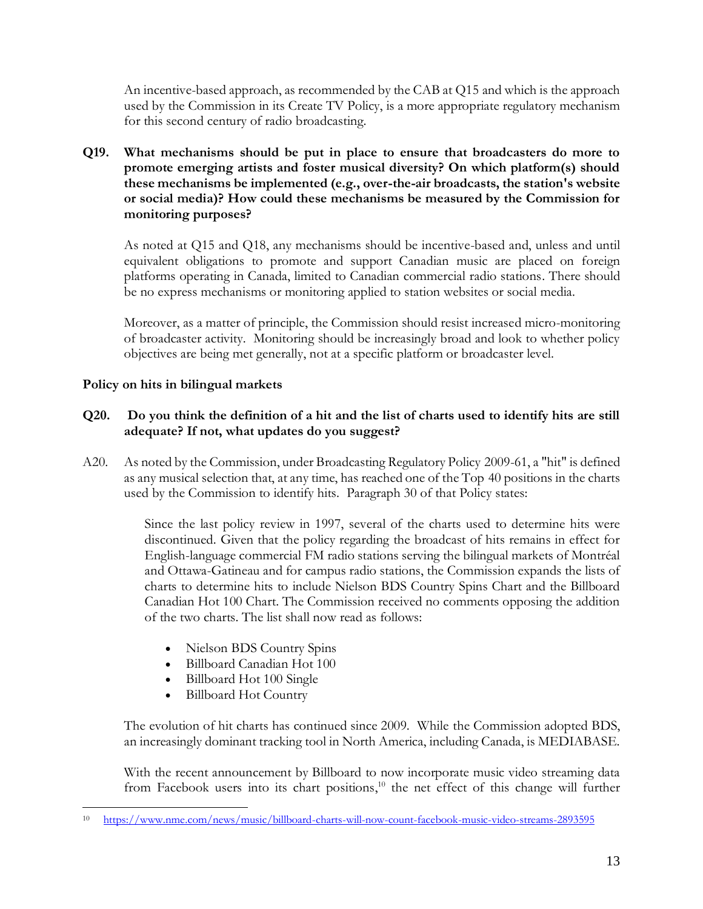An incentive-based approach, as recommended by the CAB at Q15 and which is the approach used by the Commission in its Create TV Policy, is a more appropriate regulatory mechanism for this second century of radio broadcasting.

**Q19. What mechanisms should be put in place to ensure that broadcasters do more to promote emerging artists and foster musical diversity? On which platform(s) should these mechanisms be implemented (e.g., over-the-air broadcasts, the station's website or social media)? How could these mechanisms be measured by the Commission for monitoring purposes?**

As noted at Q15 and Q18, any mechanisms should be incentive-based and, unless and until equivalent obligations to promote and support Canadian music are placed on foreign platforms operating in Canada, limited to Canadian commercial radio stations. There should be no express mechanisms or monitoring applied to station websites or social media.

Moreover, as a matter of principle, the Commission should resist increased micro-monitoring of broadcaster activity. Monitoring should be increasingly broad and look to whether policy objectives are being met generally, not at a specific platform or broadcaster level.

**Policy on hits in bilingual markets**

**Q20. Do you think the definition of a hit and the list of charts used to identify hits are still adequate? If not, what updates do you suggest?**

A20. As noted by the Commission, under Broadcasting Regulatory Policy 2009-61, a "hit" is defined as any musical selection that, at any time, has reached one of the Top 40 positions in the charts used by the Commission to identify hits. Paragraph 30 of that Policy states:

> Since the last policy review in 1997, several of the charts used to determine hits were discontinued. Given that the policy regarding the broadcast of hits remains in effect for English-language commercial FM radio stations serving the bilingual markets of Montréal and Ottawa-Gatineau and for campus radio stations, the Commission expands the lists of charts to determine hits to include Nielson BDS Country Spins Chart and the Billboard Canadian Hot 100 Chart. The Commission received no comments opposing the addition of the two charts. The list shall now read as follows:
>
> - Nielson BDS Country Spins
> - Billboard Canadian Hot 100
> - Billboard Hot 100 Single
> - Billboard Hot Country

The evolution of hit charts has continued since 2009. While the Commission adopted BDS, an increasingly dominant tracking tool in North America, including Canada, is MEDIABASE.

With the recent announcement by Billboard to now incorporate music video streaming data from Facebook users into its chart positions,[10] the net effect of this change will further

[10] https://www.nme.com/news/music/billboard-charts-will-now-count-facebook-music-video-streams-2893595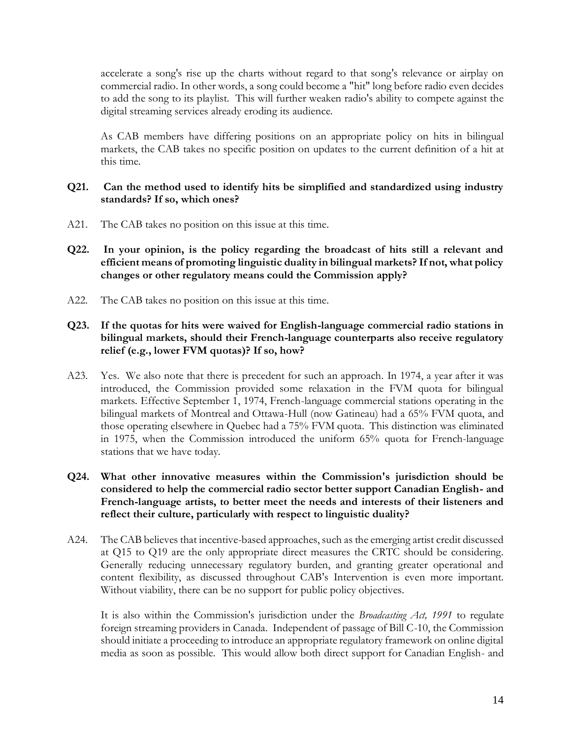accelerate a song's rise up the charts without regard to that song's relevance or airplay on commercial radio. In other words, a song could become a "hit" long before radio even decides to add the song to its playlist. This will further weaken radio's ability to compete against the digital streaming services already eroding its audience.

As CAB members have differing positions on an appropriate policy on hits in bilingual markets, the CAB takes no specific position on updates to the current definition of a hit at this time.

**Q21. Can the method used to identify hits be simplified and standardized using industry standards? If so, which ones?**

A21. The CAB takes no position on this issue at this time.

**Q22. In your opinion, is the policy regarding the broadcast of hits still a relevant and efficient means of promoting linguistic duality in bilingual markets? If not, what policy changes or other regulatory means could the Commission apply?**

A22. The CAB takes no position on this issue at this time.

**Q23. If the quotas for hits were waived for English-language commercial radio stations in bilingual markets, should their French-language counterparts also receive regulatory relief (e.g., lower FVM quotas)? If so, how?**

A23. Yes. We also note that there is precedent for such an approach. In 1974, a year after it was introduced, the Commission provided some relaxation in the FVM quota for bilingual markets. Effective September 1, 1974, French-language commercial stations operating in the bilingual markets of Montreal and Ottawa-Hull (now Gatineau) had a 65% FVM quota, and those operating elsewhere in Quebec had a 75% FVM quota. This distinction was eliminated in 1975, when the Commission introduced the uniform 65% quota for French-language stations that we have today.

**Q24. What other innovative measures within the Commission's jurisdiction should be considered to help the commercial radio sector better support Canadian English- and French-language artists, to better meet the needs and interests of their listeners and reflect their culture, particularly with respect to linguistic duality?**

A24. The CAB believes that incentive-based approaches, such as the emerging artist credit discussed at Q15 to Q19 are the only appropriate direct measures the CRTC should be considering. Generally reducing unnecessary regulatory burden, and granting greater operational and content flexibility, as discussed throughout CAB's Intervention is even more important. Without viability, there can be no support for public policy objectives.

It is also within the Commission's jurisdiction under the *Broadcasting Act, 1991* to regulate foreign streaming providers in Canada. Independent of passage of Bill C-10, the Commission should initiate a proceeding to introduce an appropriate regulatory framework on online digital media as soon as possible. This would allow both direct support for Canadian English- and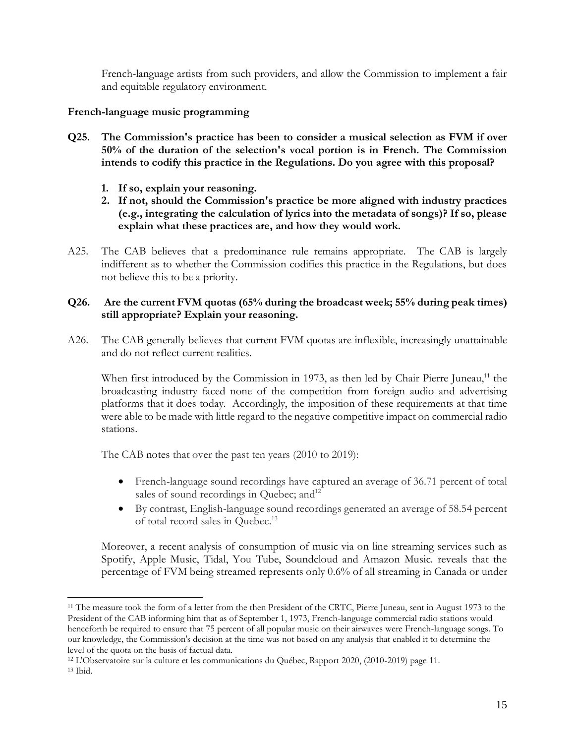French-language artists from such providers, and allow the Commission to implement a fair and equitable regulatory environment.

**French-language music programming**

**Q25. The Commission's practice has been to consider a musical selection as FVM if over 50% of the duration of the selection's vocal portion is in French. The Commission intends to codify this practice in the Regulations. Do you agree with this proposal?**

1. **If so, explain your reasoning.**
2. **If not, should the Commission's practice be more aligned with industry practices (e.g., integrating the calculation of lyrics into the metadata of songs)? If so, please explain what these practices are, and how they would work.**

A25. The CAB believes that a predominance rule remains appropriate. The CAB is largely indifferent as to whether the Commission codifies this practice in the Regulations, but does not believe this to be a priority.

**Q26. Are the current FVM quotas (65% during the broadcast week; 55% during peak times) still appropriate? Explain your reasoning.**

A26. The CAB generally believes that current FVM quotas are inflexible, increasingly unattainable and do not reflect current realities.

When first introduced by the Commission in 1973, as then led by Chair Pierre Juneau,[11] the broadcasting industry faced none of the competition from foreign audio and advertising platforms that it does today. Accordingly, the imposition of these requirements at that time were able to be made with little regard to the negative competitive impact on commercial radio stations.

The CAB notes that over the past ten years (2010 to 2019):

- French-language sound recordings have captured an average of 36.71 percent of total sales of sound recordings in Quebec; and[12]
- By contrast, English-language sound recordings generated an average of 58.54 percent of total record sales in Quebec.[13]

Moreover, a recent analysis of consumption of music via on line streaming services such as Spotify, Apple Music, Tidal, You Tube, Soundcloud and Amazon Music. reveals that the percentage of FVM being streamed represents only 0.6% of all streaming in Canada or under

---

[11] The measure took the form of a letter from the then President of the CRTC, Pierre Juneau, sent in August 1973 to the President of the CAB informing him that as of September 1, 1973, French-language commercial radio stations would henceforth be required to ensure that 75 percent of all popular music on their airwaves were French-language songs. To our knowledge, the Commission's decision at the time was not based on any analysis that enabled it to determine the level of the quota on the basis of factual data.

[12] L'Observatoire sur la culture et les communications du Québec, Rapport 2020, (2010-2019) page 11.

[13] Ibid.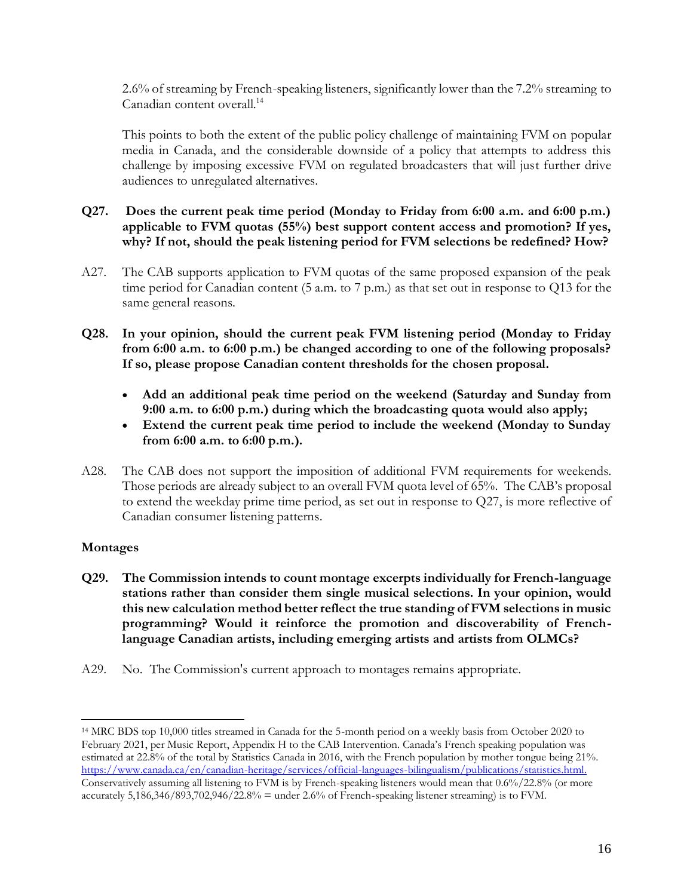2.6% of streaming by French-speaking listeners, significantly lower than the 7.2% streaming to Canadian content overall.[14]

This points to both the extent of the public policy challenge of maintaining FVM on popular media in Canada, and the considerable downside of a policy that attempts to address this challenge by imposing excessive FVM on regulated broadcasters that will just further drive audiences to unregulated alternatives.

**Q27. Does the current peak time period (Monday to Friday from 6:00 a.m. and 6:00 p.m.) applicable to FVM quotas (55%) best support content access and promotion? If yes, why? If not, should the peak listening period for FVM selections be redefined? How?**

A27. The CAB supports application to FVM quotas of the same proposed expansion of the peak time period for Canadian content (5 a.m. to 7 p.m.) as that set out in response to Q13 for the same general reasons.

**Q28. In your opinion, should the current peak FVM listening period (Monday to Friday from 6:00 a.m. to 6:00 p.m.) be changed according to one of the following proposals? If so, please propose Canadian content thresholds for the chosen proposal.**

- **Add an additional peak time period on the weekend (Saturday and Sunday from 9:00 a.m. to 6:00 p.m.) during which the broadcasting quota would also apply;**
- **Extend the current peak time period to include the weekend (Monday to Sunday from 6:00 a.m. to 6:00 p.m.).**

A28. The CAB does not support the imposition of additional FVM requirements for weekends. Those periods are already subject to an overall FVM quota level of 65%. The CAB's proposal to extend the weekday prime time period, as set out in response to Q27, is more reflective of Canadian consumer listening patterns.

**Montages**

**Q29. The Commission intends to count montage excerpts individually for French-language stations rather than consider them single musical selections. In your opinion, would this new calculation method better reflect the true standing of FVM selections in music programming? Would it reinforce the promotion and discoverability of French-language Canadian artists, including emerging artists and artists from OLMCs?**

A29. No. The Commission's current approach to montages remains appropriate.

---

[14] MRC BDS top 10,000 titles streamed in Canada for the 5-month period on a weekly basis from October 2020 to February 2021, per Music Report, Appendix H to the CAB Intervention. Canada's French speaking population was estimated at 22.8% of the total by Statistics Canada in 2016, with the French population by mother tongue being 21%. https://www.canada.ca/en/canadian-heritage/services/official-languages-bilingualism/publications/statistics.html. Conservatively assuming all listening to FVM is by French-speaking listeners would mean that 0.6%/22.8% (or more accurately 5,186,346/893,702,946/22.8% = under 2.6% of French-speaking listener streaming) is to FVM.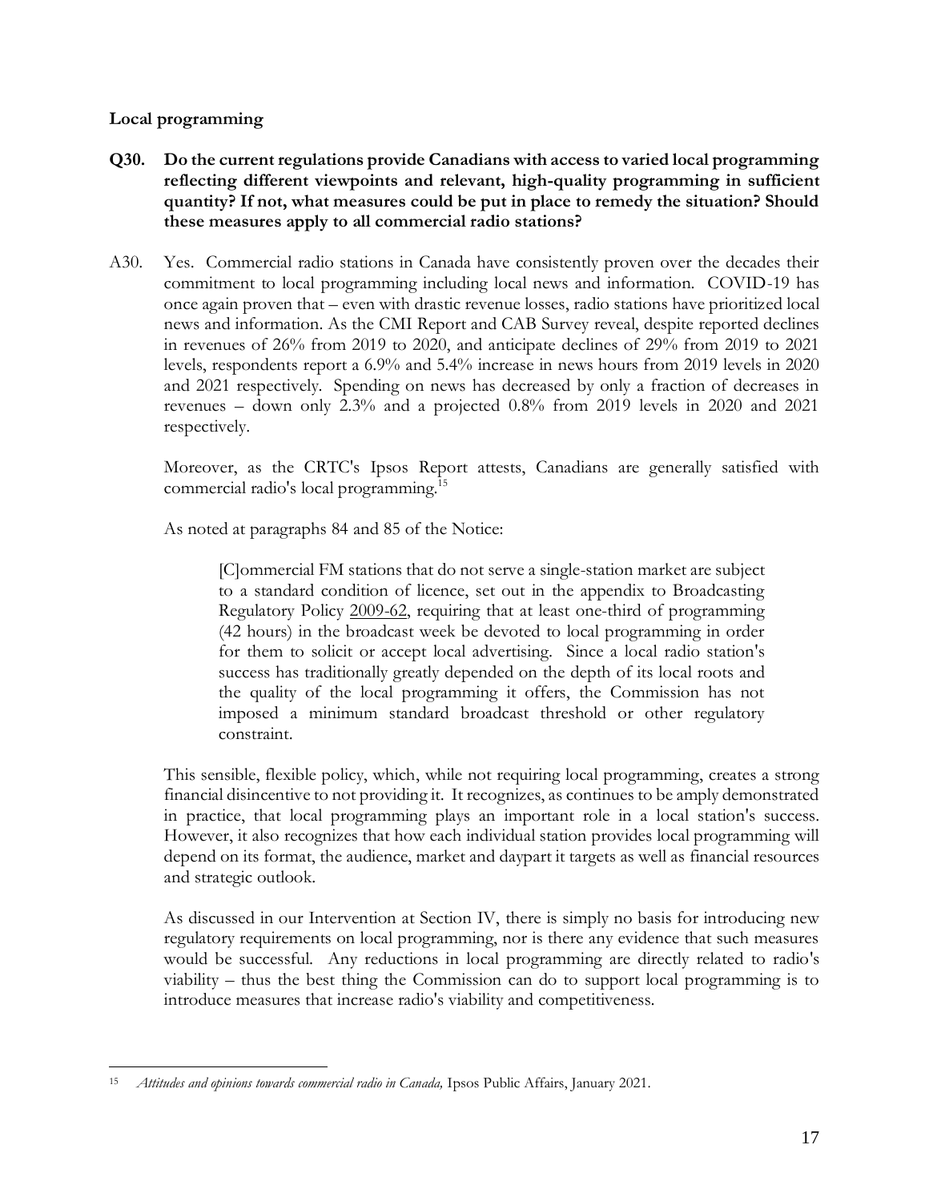**Local programming**

**Q30. Do the current regulations provide Canadians with access to varied local programming reflecting different viewpoints and relevant, high-quality programming in sufficient quantity? If not, what measures could be put in place to remedy the situation? Should these measures apply to all commercial radio stations?**

A30. Yes. Commercial radio stations in Canada have consistently proven over the decades their commitment to local programming including local news and information. COVID-19 has once again proven that – even with drastic revenue losses, radio stations have prioritized local news and information. As the CMI Report and CAB Survey reveal, despite reported declines in revenues of 26% from 2019 to 2020, and anticipate declines of 29% from 2019 to 2021 levels, respondents report a 6.9% and 5.4% increase in news hours from 2019 levels in 2020 and 2021 respectively. Spending on news has decreased by only a fraction of decreases in revenues – down only 2.3% and a projected 0.8% from 2019 levels in 2020 and 2021 respectively.

Moreover, as the CRTC's Ipsos Report attests, Canadians are generally satisfied with commercial radio's local programming.[15]

As noted at paragraphs 84 and 85 of the Notice:

> [C]ommercial FM stations that do not serve a single-station market are subject to a standard condition of licence, set out in the appendix to Broadcasting Regulatory Policy 2009-62, requiring that at least one-third of programming (42 hours) in the broadcast week be devoted to local programming in order for them to solicit or accept local advertising. Since a local radio station's success has traditionally greatly depended on the depth of its local roots and the quality of the local programming it offers, the Commission has not imposed a minimum standard broadcast threshold or other regulatory constraint.

This sensible, flexible policy, which, while not requiring local programming, creates a strong financial disincentive to not providing it. It recognizes, as continues to be amply demonstrated in practice, that local programming plays an important role in a local station's success. However, it also recognizes that how each individual station provides local programming will depend on its format, the audience, market and daypart it targets as well as financial resources and strategic outlook.

As discussed in our Intervention at Section IV, there is simply no basis for introducing new regulatory requirements on local programming, nor is there any evidence that such measures would be successful. Any reductions in local programming are directly related to radio's viability – thus the best thing the Commission can do to support local programming is to introduce measures that increase radio's viability and competitiveness.

---

[15] *Attitudes and opinions towards commercial radio in Canada,* Ipsos Public Affairs, January 2021.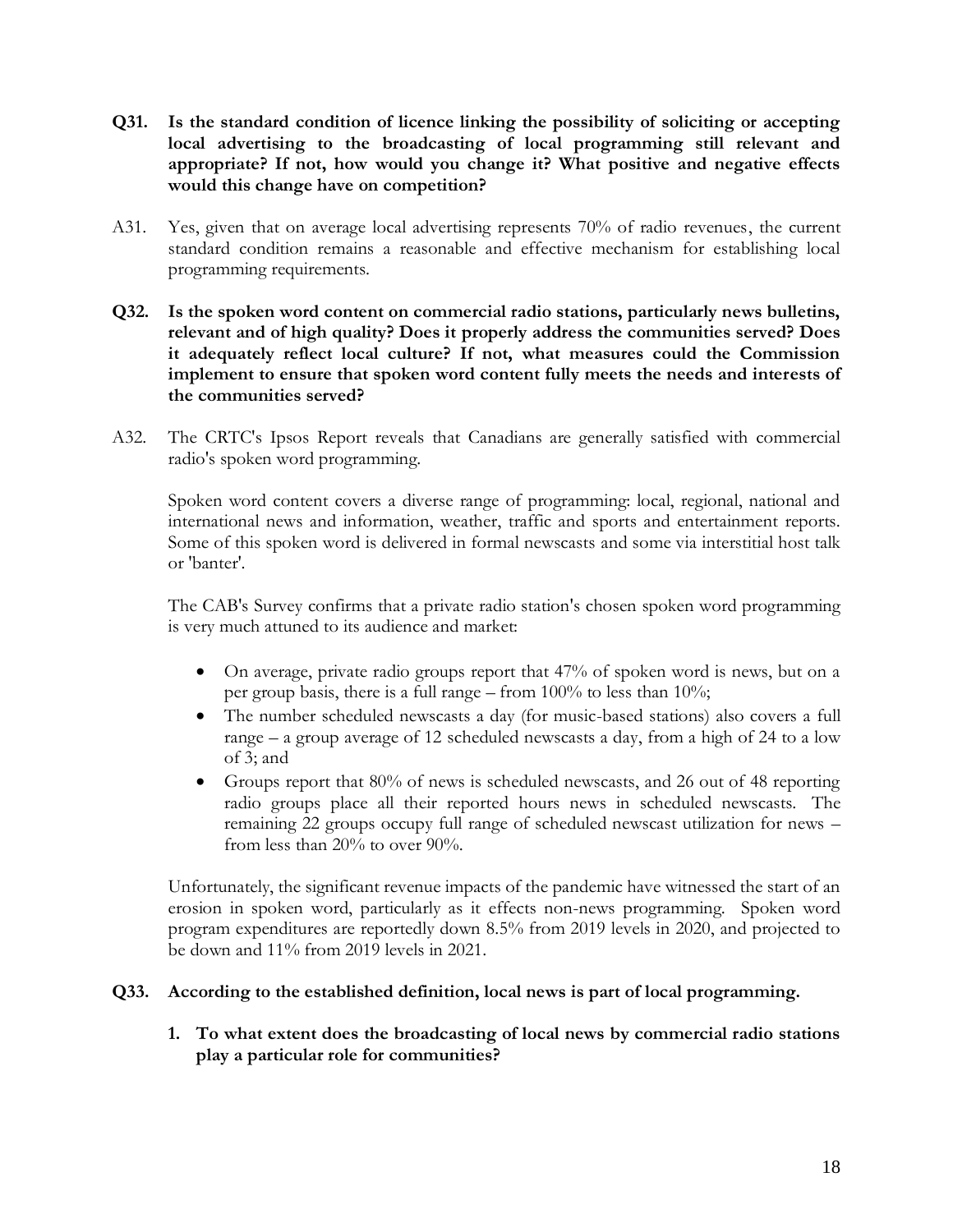**Q31. Is the standard condition of licence linking the possibility of soliciting or accepting local advertising to the broadcasting of local programming still relevant and appropriate? If not, how would you change it? What positive and negative effects would this change have on competition?**

A31. Yes, given that on average local advertising represents 70% of radio revenues, the current standard condition remains a reasonable and effective mechanism for establishing local programming requirements.

**Q32. Is the spoken word content on commercial radio stations, particularly news bulletins, relevant and of high quality? Does it properly address the communities served? Does it adequately reflect local culture? If not, what measures could the Commission implement to ensure that spoken word content fully meets the needs and interests of the communities served?**

A32. The CRTC's Ipsos Report reveals that Canadians are generally satisfied with commercial radio's spoken word programming.

Spoken word content covers a diverse range of programming: local, regional, national and international news and information, weather, traffic and sports and entertainment reports. Some of this spoken word is delivered in formal newscasts and some via interstitial host talk or 'banter'.

The CAB's Survey confirms that a private radio station's chosen spoken word programming is very much attuned to its audience and market:

- On average, private radio groups report that 47% of spoken word is news, but on a per group basis, there is a full range – from 100% to less than 10%;
- The number scheduled newscasts a day (for music-based stations) also covers a full range – a group average of 12 scheduled newscasts a day, from a high of 24 to a low of 3; and
- Groups report that 80% of news is scheduled newscasts, and 26 out of 48 reporting radio groups place all their reported hours news in scheduled newscasts. The remaining 22 groups occupy full range of scheduled newscast utilization for news – from less than 20% to over 90%.

Unfortunately, the significant revenue impacts of the pandemic have witnessed the start of an erosion in spoken word, particularly as it effects non-news programming. Spoken word program expenditures are reportedly down 8.5% from 2019 levels in 2020, and projected to be down and 11% from 2019 levels in 2021.

**Q33. According to the established definition, local news is part of local programming.**

1. **To what extent does the broadcasting of local news by commercial radio stations play a particular role for communities?**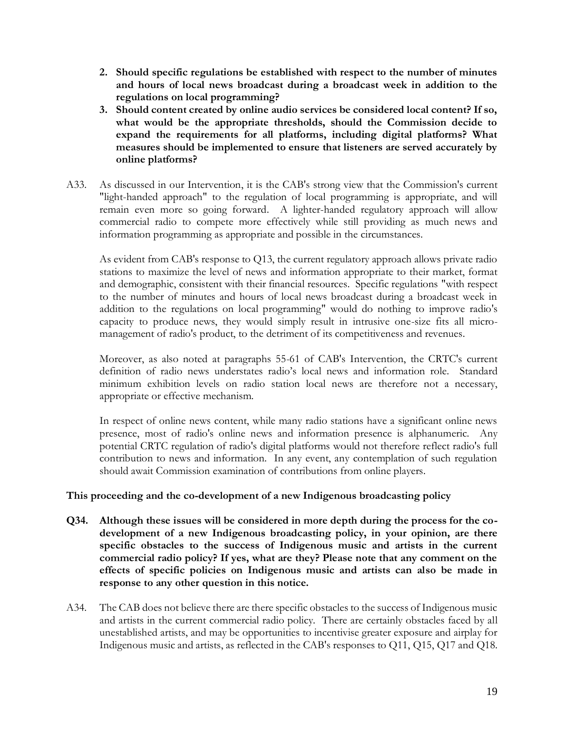2. **Should specific regulations be established with respect to the number of minutes and hours of local news broadcast during a broadcast week in addition to the regulations on local programming?**
3. **Should content created by online audio services be considered local content? If so, what would be the appropriate thresholds, should the Commission decide to expand the requirements for all platforms, including digital platforms? What measures should be implemented to ensure that listeners are served accurately by online platforms?**

A33. As discussed in our Intervention, it is the CAB's strong view that the Commission's current "light-handed approach" to the regulation of local programming is appropriate, and will remain even more so going forward. A lighter-handed regulatory approach will allow commercial radio to compete more effectively while still providing as much news and information programming as appropriate and possible in the circumstances.

As evident from CAB's response to Q13, the current regulatory approach allows private radio stations to maximize the level of news and information appropriate to their market, format and demographic, consistent with their financial resources. Specific regulations "with respect to the number of minutes and hours of local news broadcast during a broadcast week in addition to the regulations on local programming" would do nothing to improve radio's capacity to produce news, they would simply result in intrusive one-size fits all micro-management of radio's product, to the detriment of its competitiveness and revenues.

Moreover, as also noted at paragraphs 55-61 of CAB's Intervention, the CRTC's current definition of radio news understates radio's local news and information role. Standard minimum exhibition levels on radio station local news are therefore not a necessary, appropriate or effective mechanism.

In respect of online news content, while many radio stations have a significant online news presence, most of radio's online news and information presence is alphanumeric. Any potential CRTC regulation of radio's digital platforms would not therefore reflect radio's full contribution to news and information. In any event, any contemplation of such regulation should await Commission examination of contributions from online players.

**This proceeding and the co-development of a new Indigenous broadcasting policy**

**Q34. Although these issues will be considered in more depth during the process for the co-development of a new Indigenous broadcasting policy, in your opinion, are there specific obstacles to the success of Indigenous music and artists in the current commercial radio policy? If yes, what are they? Please note that any comment on the effects of specific policies on Indigenous music and artists can also be made in response to any other question in this notice.**

A34. The CAB does not believe there are there specific obstacles to the success of Indigenous music and artists in the current commercial radio policy. There are certainly obstacles faced by all unestablished artists, and may be opportunities to incentivise greater exposure and airplay for Indigenous music and artists, as reflected in the CAB's responses to Q11, Q15, Q17 and Q18.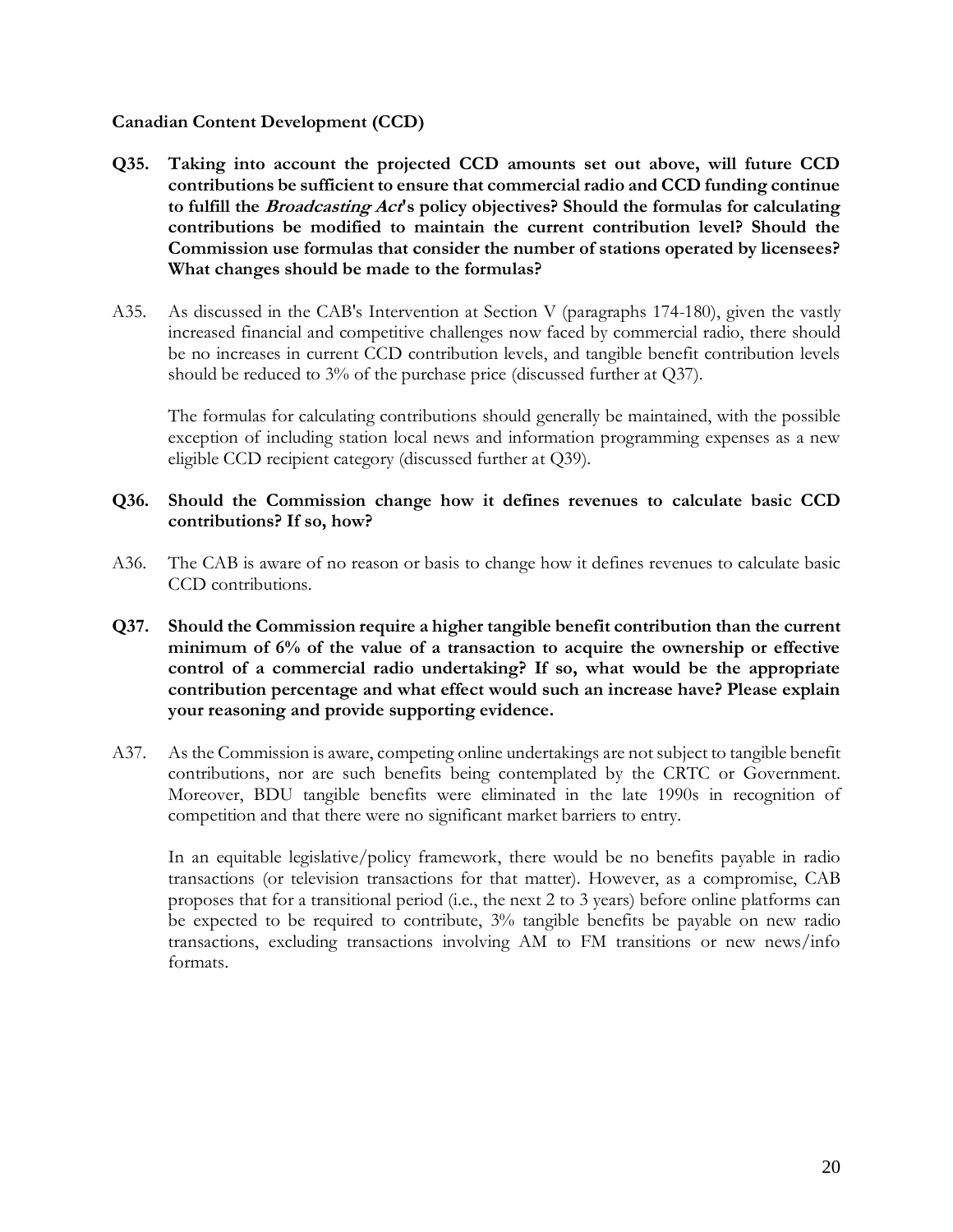**Canadian Content Development (CCD)**

**Q35. Taking into account the projected CCD amounts set out above, will future CCD contributions be sufficient to ensure that commercial radio and CCD funding continue to fulfill the *Broadcasting Act*'s policy objectives? Should the formulas for calculating contributions be modified to maintain the current contribution level? Should the Commission use formulas that consider the number of stations operated by licensees? What changes should be made to the formulas?**

A35. As discussed in the CAB's Intervention at Section V (paragraphs 174-180), given the vastly increased financial and competitive challenges now faced by commercial radio, there should be no increases in current CCD contribution levels, and tangible benefit contribution levels should be reduced to 3% of the purchase price (discussed further at Q37).

The formulas for calculating contributions should generally be maintained, with the possible exception of including station local news and information programming expenses as a new eligible CCD recipient category (discussed further at Q39).

**Q36. Should the Commission change how it defines revenues to calculate basic CCD contributions? If so, how?**

A36. The CAB is aware of no reason or basis to change how it defines revenues to calculate basic CCD contributions.

**Q37. Should the Commission require a higher tangible benefit contribution than the current minimum of 6% of the value of a transaction to acquire the ownership or effective control of a commercial radio undertaking? If so, what would be the appropriate contribution percentage and what effect would such an increase have? Please explain your reasoning and provide supporting evidence.**

A37. As the Commission is aware, competing online undertakings are not subject to tangible benefit contributions, nor are such benefits being contemplated by the CRTC or Government. Moreover, BDU tangible benefits were eliminated in the late 1990s in recognition of competition and that there were no significant market barriers to entry.

In an equitable legislative/policy framework, there would be no benefits payable in radio transactions (or television transactions for that matter). However, as a compromise, CAB proposes that for a transitional period (i.e., the next 2 to 3 years) before online platforms can be expected to be required to contribute, 3% tangible benefits be payable on new radio transactions, excluding transactions involving AM to FM transitions or new news/info formats.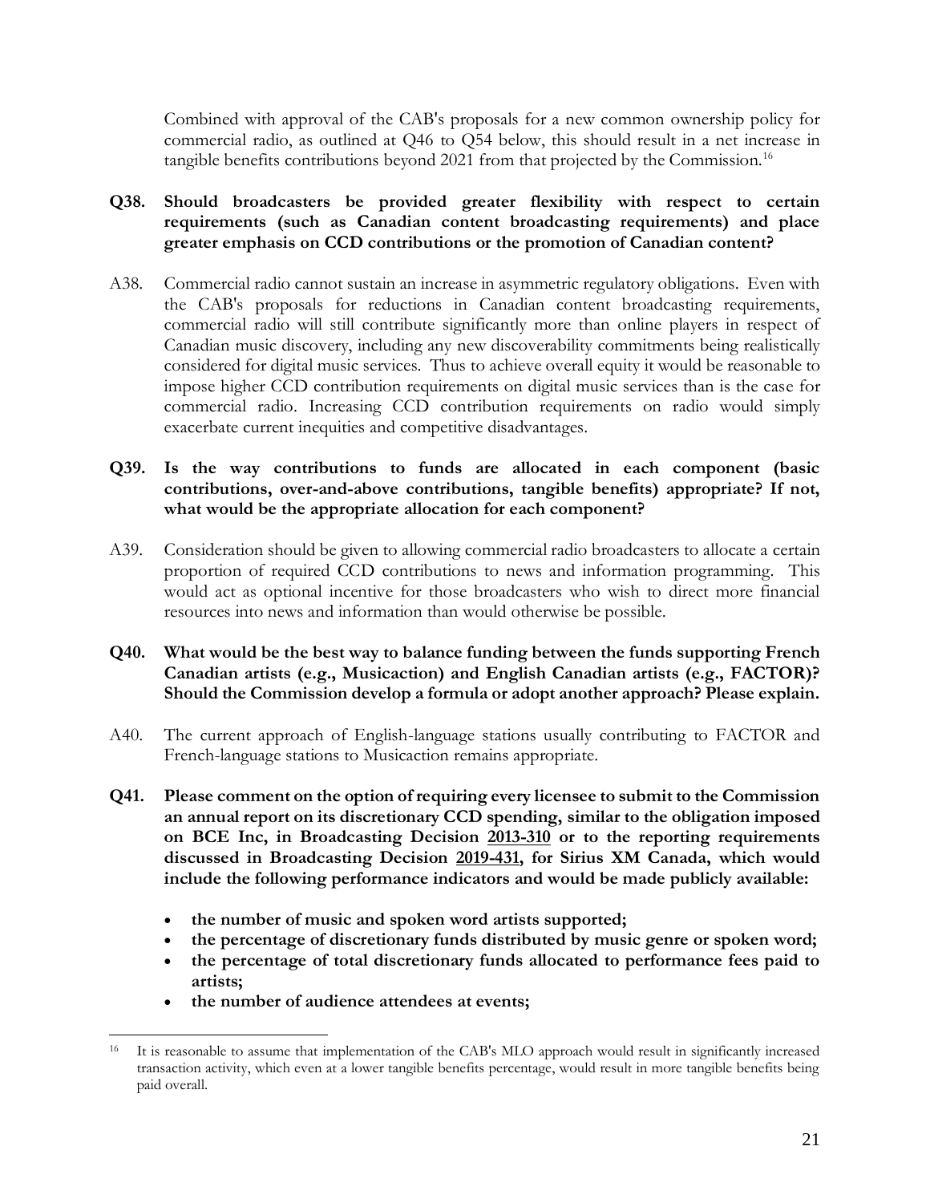Combined with approval of the CAB's proposals for a new common ownership policy for commercial radio, as outlined at Q46 to Q54 below, this should result in a net increase in tangible benefits contributions beyond 2021 from that projected by the Commission.[16]

**Q38. Should broadcasters be provided greater flexibility with respect to certain requirements (such as Canadian content broadcasting requirements) and place greater emphasis on CCD contributions or the promotion of Canadian content?**

A38. Commercial radio cannot sustain an increase in asymmetric regulatory obligations. Even with the CAB's proposals for reductions in Canadian content broadcasting requirements, commercial radio will still contribute significantly more than online players in respect of Canadian music discovery, including any new discoverability commitments being realistically considered for digital music services. Thus to achieve overall equity it would be reasonable to impose higher CCD contribution requirements on digital music services than is the case for commercial radio. Increasing CCD contribution requirements on radio would simply exacerbate current inequities and competitive disadvantages.

**Q39. Is the way contributions to funds are allocated in each component (basic contributions, over-and-above contributions, tangible benefits) appropriate? If not, what would be the appropriate allocation for each component?**

A39. Consideration should be given to allowing commercial radio broadcasters to allocate a certain proportion of required CCD contributions to news and information programming. This would act as optional incentive for those broadcasters who wish to direct more financial resources into news and information than would otherwise be possible.

**Q40. What would be the best way to balance funding between the funds supporting French Canadian artists (e.g., Musicaction) and English Canadian artists (e.g., FACTOR)? Should the Commission develop a formula or adopt another approach? Please explain.**

A40. The current approach of English-language stations usually contributing to FACTOR and French-language stations to Musicaction remains appropriate.

**Q41. Please comment on the option of requiring every licensee to submit to the Commission an annual report on its discretionary CCD spending, similar to the obligation imposed on BCE Inc, in Broadcasting Decision 2013-310 or to the reporting requirements discussed in Broadcasting Decision 2019-431, for Sirius XM Canada, which would include the following performance indicators and would be made publicly available:**

- **the number of music and spoken word artists supported;**
- **the percentage of discretionary funds distributed by music genre or spoken word;**
- **the percentage of total discretionary funds allocated to performance fees paid to artists;**
- **the number of audience attendees at events;**

[16] It is reasonable to assume that implementation of the CAB's MLO approach would result in significantly increased transaction activity, which even at a lower tangible benefits percentage, would result in more tangible benefits being paid overall.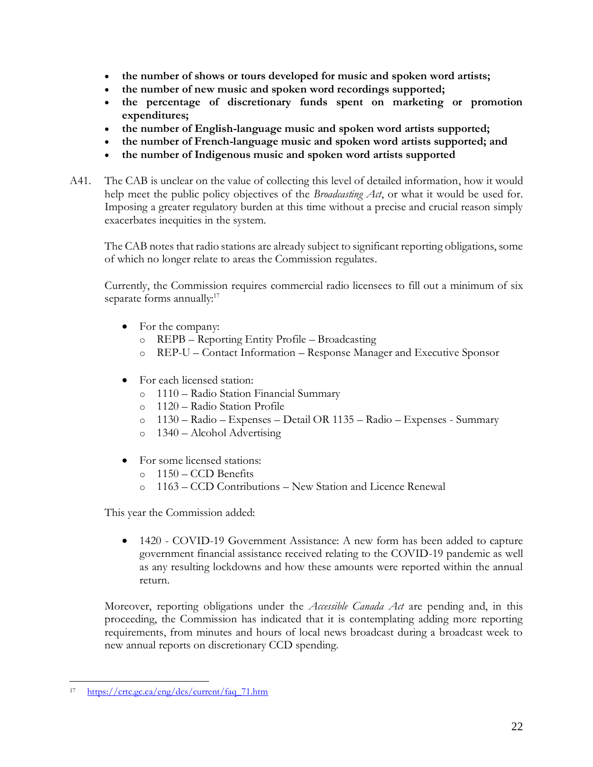- **the number of shows or tours developed for music and spoken word artists;**
- **the number of new music and spoken word recordings supported;**
- **the percentage of discretionary funds spent on marketing or promotion expenditures;**
- **the number of English-language music and spoken word artists supported;**
- **the number of French-language music and spoken word artists supported; and**
- **the number of Indigenous music and spoken word artists supported**

A41. The CAB is unclear on the value of collecting this level of detailed information, how it would help meet the public policy objectives of the *Broadcasting Act*, or what it would be used for. Imposing a greater regulatory burden at this time without a precise and crucial reason simply exacerbates inequities in the system.

The CAB notes that radio stations are already subject to significant reporting obligations, some of which no longer relate to areas the Commission regulates.

Currently, the Commission requires commercial radio licensees to fill out a minimum of six separate forms annually:[17]

- For the company:
  - REPB – Reporting Entity Profile – Broadcasting
  - REP-U – Contact Information – Response Manager and Executive Sponsor
- For each licensed station:
  - 1110 – Radio Station Financial Summary
  - 1120 – Radio Station Profile
  - 1130 – Radio – Expenses – Detail OR 1135 – Radio – Expenses - Summary
  - 1340 – Alcohol Advertising
- For some licensed stations:
  - 1150 – CCD Benefits
  - 1163 – CCD Contributions – New Station and Licence Renewal

This year the Commission added:

- 1420 - COVID-19 Government Assistance: A new form has been added to capture government financial assistance received relating to the COVID-19 pandemic as well as any resulting lockdowns and how these amounts were reported within the annual return.

Moreover, reporting obligations under the *Accessible Canada Act* are pending and, in this proceeding, the Commission has indicated that it is contemplating adding more reporting requirements, from minutes and hours of local news broadcast during a broadcast week to new annual reports on discretionary CCD spending.

[17] https://crtc.gc.ca/eng/dcs/current/faq_71.htm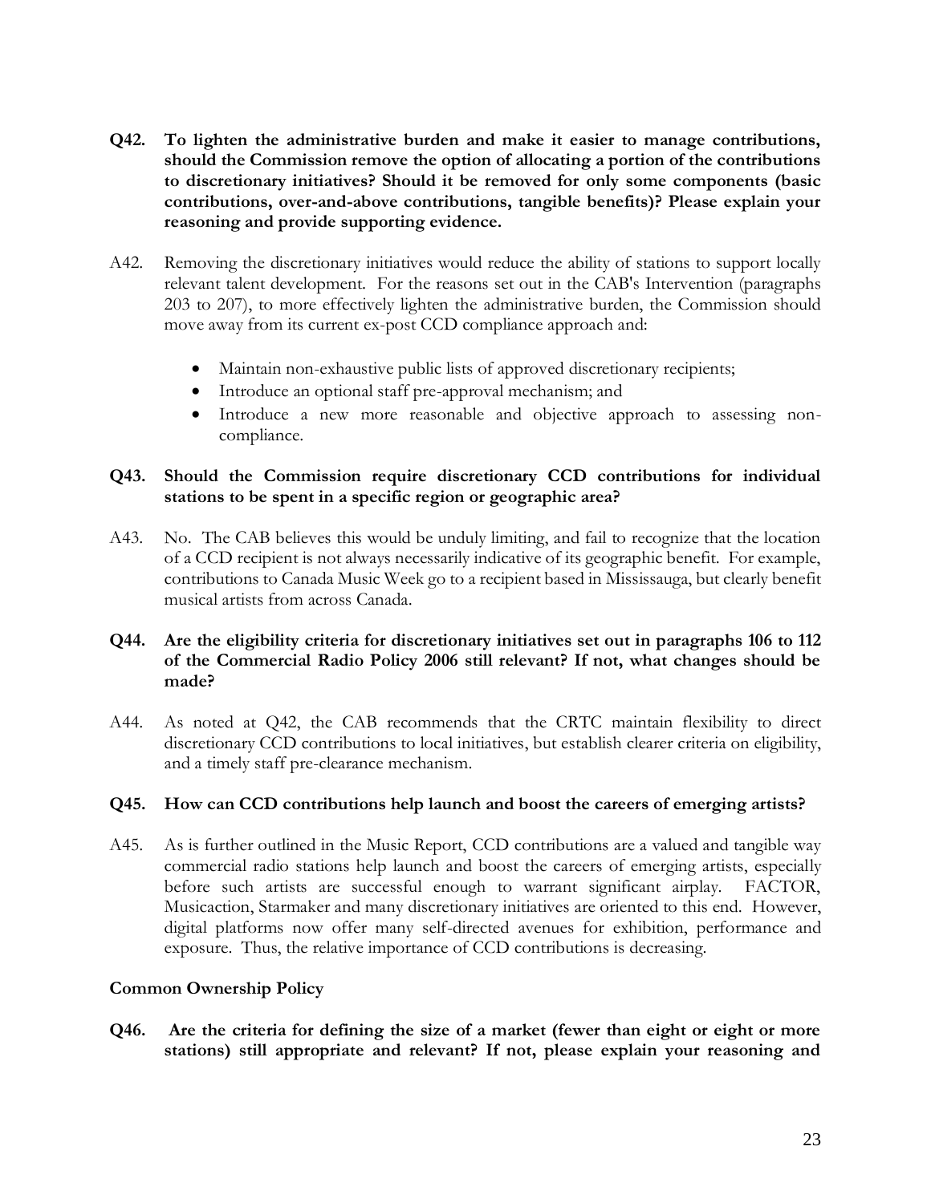**Q42. To lighten the administrative burden and make it easier to manage contributions, should the Commission remove the option of allocating a portion of the contributions to discretionary initiatives? Should it be removed for only some components (basic contributions, over-and-above contributions, tangible benefits)? Please explain your reasoning and provide supporting evidence.**

A42. Removing the discretionary initiatives would reduce the ability of stations to support locally relevant talent development. For the reasons set out in the CAB's Intervention (paragraphs 203 to 207), to more effectively lighten the administrative burden, the Commission should move away from its current ex-post CCD compliance approach and:

- Maintain non-exhaustive public lists of approved discretionary recipients;
- Introduce an optional staff pre-approval mechanism; and
- Introduce a new more reasonable and objective approach to assessing non-compliance.

**Q43. Should the Commission require discretionary CCD contributions for individual stations to be spent in a specific region or geographic area?**

A43. No. The CAB believes this would be unduly limiting, and fail to recognize that the location of a CCD recipient is not always necessarily indicative of its geographic benefit. For example, contributions to Canada Music Week go to a recipient based in Mississauga, but clearly benefit musical artists from across Canada.

**Q44. Are the eligibility criteria for discretionary initiatives set out in paragraphs 106 to 112 of the Commercial Radio Policy 2006 still relevant? If not, what changes should be made?**

A44. As noted at Q42, the CAB recommends that the CRTC maintain flexibility to direct discretionary CCD contributions to local initiatives, but establish clearer criteria on eligibility, and a timely staff pre-clearance mechanism.

**Q45. How can CCD contributions help launch and boost the careers of emerging artists?**

A45. As is further outlined in the Music Report, CCD contributions are a valued and tangible way commercial radio stations help launch and boost the careers of emerging artists, especially before such artists are successful enough to warrant significant airplay. FACTOR, Musicaction, Starmaker and many discretionary initiatives are oriented to this end. However, digital platforms now offer many self-directed avenues for exhibition, performance and exposure. Thus, the relative importance of CCD contributions is decreasing.

**Common Ownership Policy**

**Q46. Are the criteria for defining the size of a market (fewer than eight or eight or more stations) still appropriate and relevant? If not, please explain your reasoning and**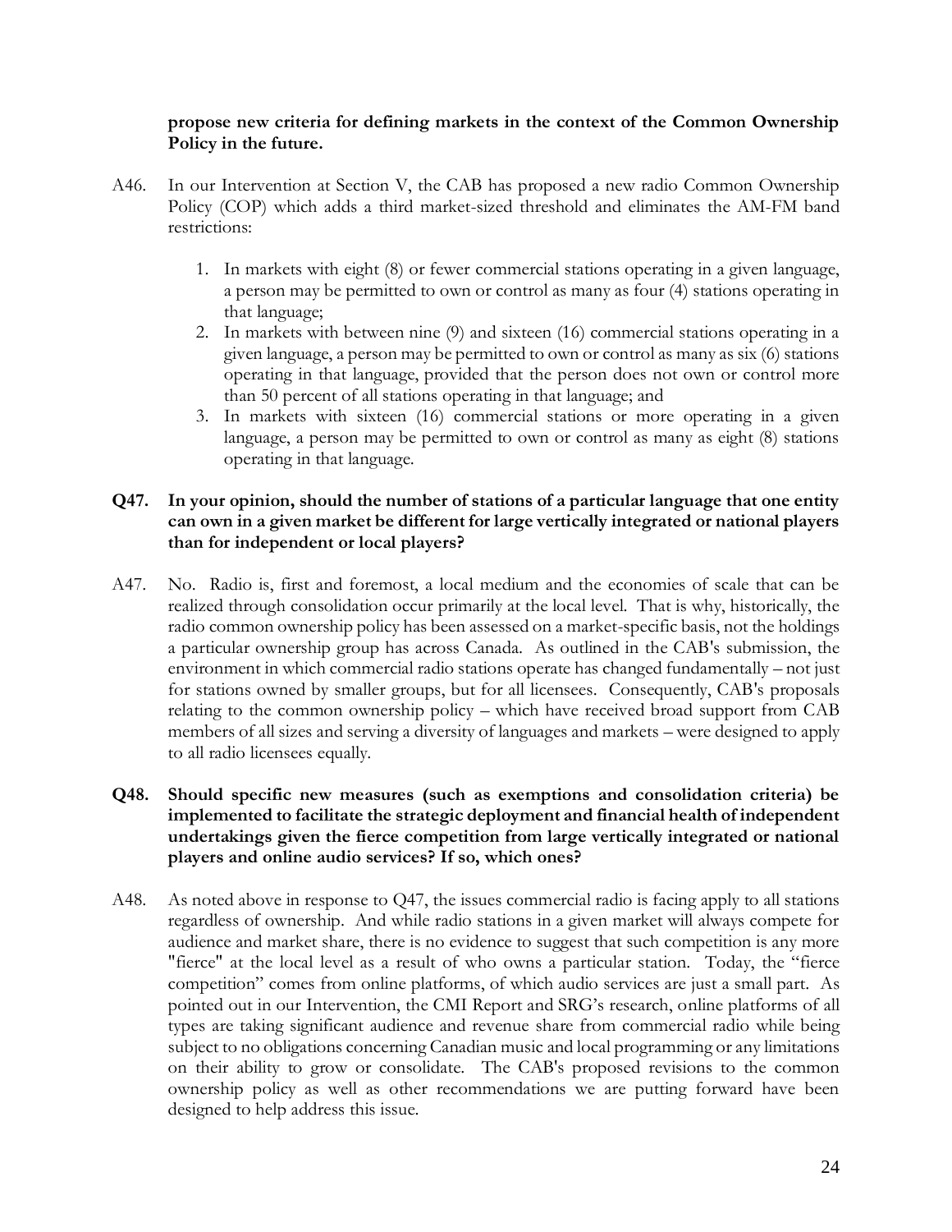**propose new criteria for defining markets in the context of the Common Ownership Policy in the future.**

A46. In our Intervention at Section V, the CAB has proposed a new radio Common Ownership Policy (COP) which adds a third market-sized threshold and eliminates the AM-FM band restrictions:

1. In markets with eight (8) or fewer commercial stations operating in a given language, a person may be permitted to own or control as many as four (4) stations operating in that language;
2. In markets with between nine (9) and sixteen (16) commercial stations operating in a given language, a person may be permitted to own or control as many as six (6) stations operating in that language, provided that the person does not own or control more than 50 percent of all stations operating in that language; and
3. In markets with sixteen (16) commercial stations or more operating in a given language, a person may be permitted to own or control as many as eight (8) stations operating in that language.

**Q47. In your opinion, should the number of stations of a particular language that one entity can own in a given market be different for large vertically integrated or national players than for independent or local players?**

A47. No. Radio is, first and foremost, a local medium and the economies of scale that can be realized through consolidation occur primarily at the local level. That is why, historically, the radio common ownership policy has been assessed on a market-specific basis, not the holdings a particular ownership group has across Canada. As outlined in the CAB's submission, the environment in which commercial radio stations operate has changed fundamentally – not just for stations owned by smaller groups, but for all licensees. Consequently, CAB's proposals relating to the common ownership policy – which have received broad support from CAB members of all sizes and serving a diversity of languages and markets – were designed to apply to all radio licensees equally.

**Q48. Should specific new measures (such as exemptions and consolidation criteria) be implemented to facilitate the strategic deployment and financial health of independent undertakings given the fierce competition from large vertically integrated or national players and online audio services? If so, which ones?**

A48. As noted above in response to Q47, the issues commercial radio is facing apply to all stations regardless of ownership. And while radio stations in a given market will always compete for audience and market share, there is no evidence to suggest that such competition is any more "fierce" at the local level as a result of who owns a particular station. Today, the "fierce competition" comes from online platforms, of which audio services are just a small part. As pointed out in our Intervention, the CMI Report and SRG's research, online platforms of all types are taking significant audience and revenue share from commercial radio while being subject to no obligations concerning Canadian music and local programming or any limitations on their ability to grow or consolidate. The CAB's proposed revisions to the common ownership policy as well as other recommendations we are putting forward have been designed to help address this issue.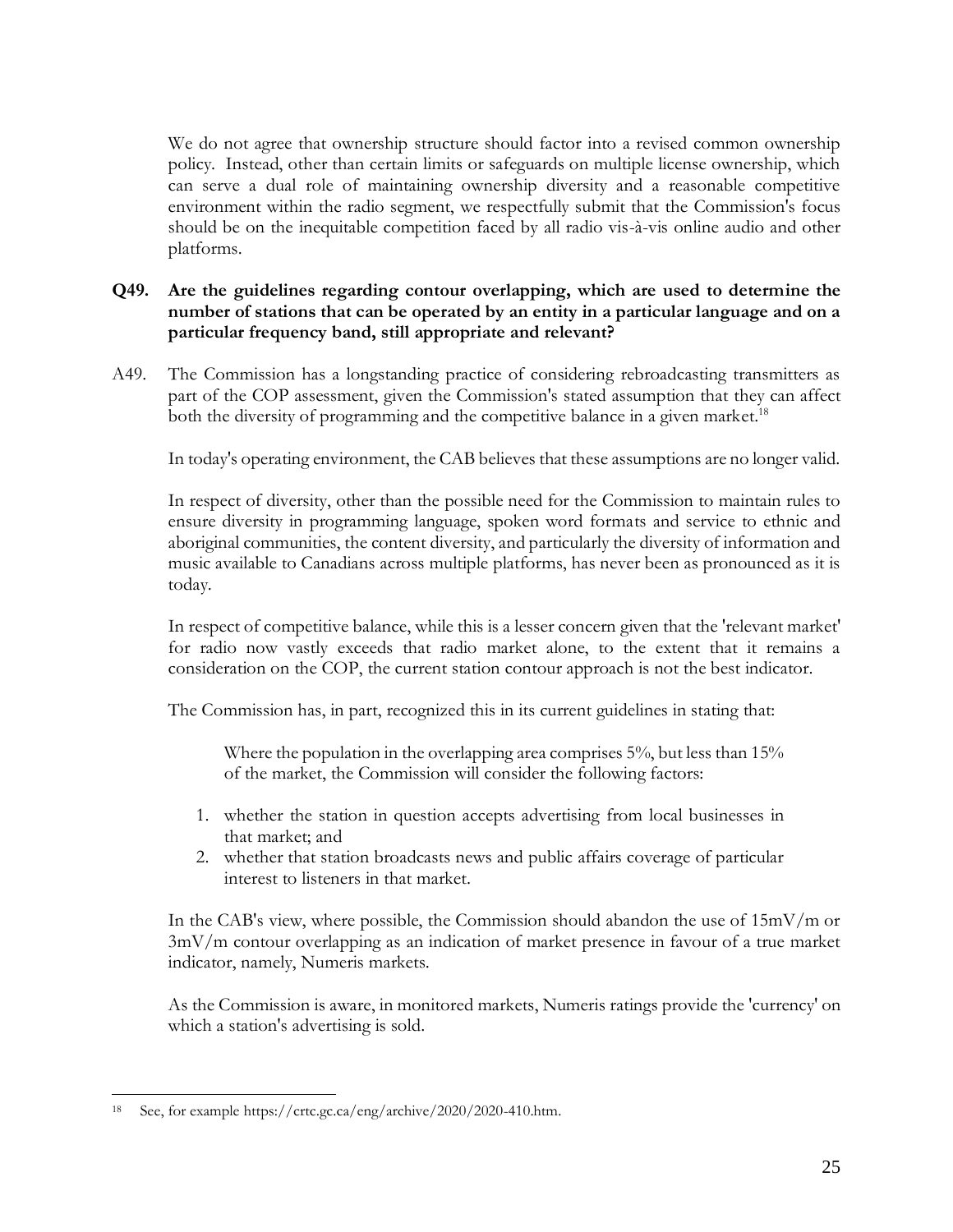We do not agree that ownership structure should factor into a revised common ownership policy. Instead, other than certain limits or safeguards on multiple license ownership, which can serve a dual role of maintaining ownership diversity and a reasonable competitive environment within the radio segment, we respectfully submit that the Commission's focus should be on the inequitable competition faced by all radio vis-à-vis online audio and other platforms.

**Q49. Are the guidelines regarding contour overlapping, which are used to determine the number of stations that can be operated by an entity in a particular language and on a particular frequency band, still appropriate and relevant?**

A49. The Commission has a longstanding practice of considering rebroadcasting transmitters as part of the COP assessment, given the Commission's stated assumption that they can affect both the diversity of programming and the competitive balance in a given market.[18]

In today's operating environment, the CAB believes that these assumptions are no longer valid.

In respect of diversity, other than the possible need for the Commission to maintain rules to ensure diversity in programming language, spoken word formats and service to ethnic and aboriginal communities, the content diversity, and particularly the diversity of information and music available to Canadians across multiple platforms, has never been as pronounced as it is today.

In respect of competitive balance, while this is a lesser concern given that the 'relevant market' for radio now vastly exceeds that radio market alone, to the extent that it remains a consideration on the COP, the current station contour approach is not the best indicator.

The Commission has, in part, recognized this in its current guidelines in stating that:

> Where the population in the overlapping area comprises 5%, but less than 15% of the market, the Commission will consider the following factors:
>
> 1. whether the station in question accepts advertising from local businesses in that market; and
> 2. whether that station broadcasts news and public affairs coverage of particular interest to listeners in that market.

In the CAB's view, where possible, the Commission should abandon the use of 15mV/m or 3mV/m contour overlapping as an indication of market presence in favour of a true market indicator, namely, Numeris markets.

As the Commission is aware, in monitored markets, Numeris ratings provide the 'currency' on which a station's advertising is sold.

---

[18] See, for example https://crtc.gc.ca/eng/archive/2020/2020-410.htm.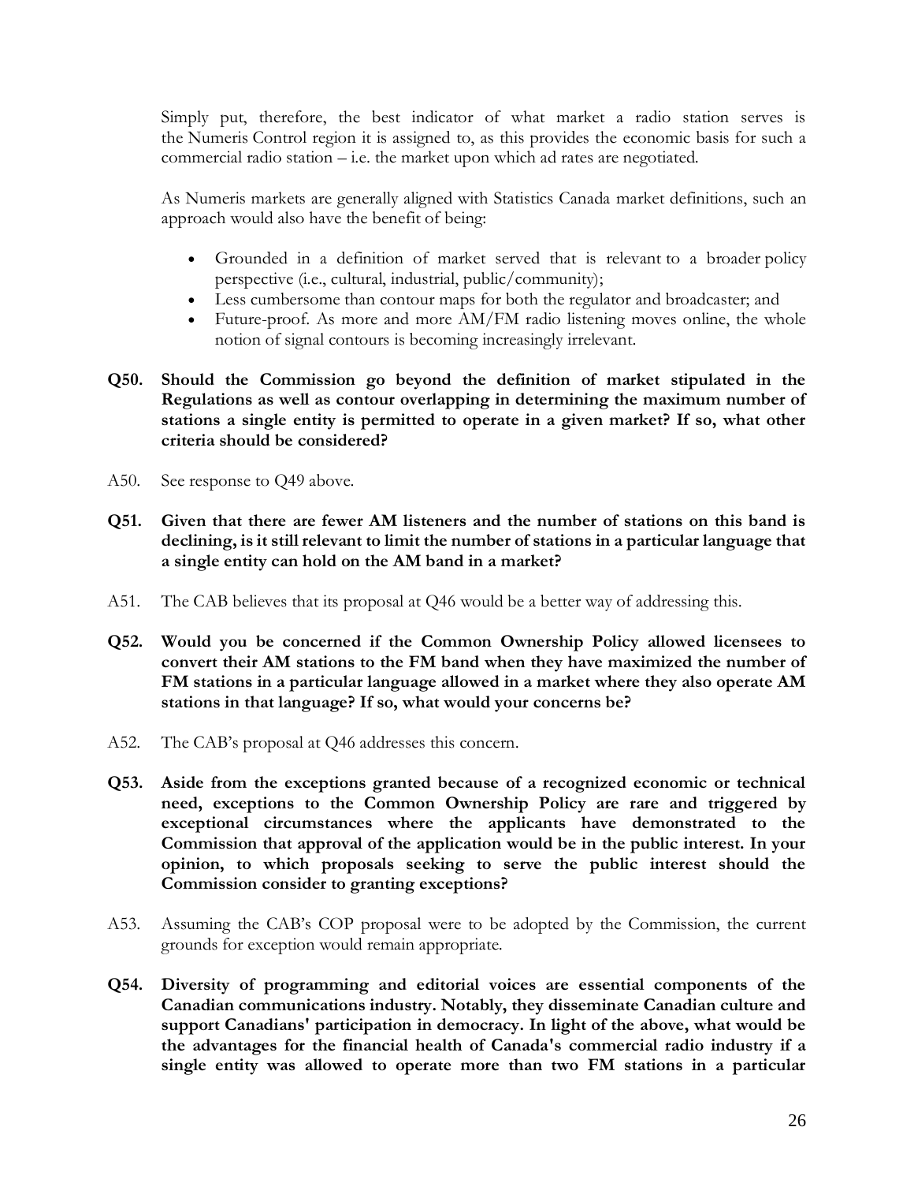Simply put, therefore, the best indicator of what market a radio station serves is the Numeris Control region it is assigned to, as this provides the economic basis for such a commercial radio station – i.e. the market upon which ad rates are negotiated.

As Numeris markets are generally aligned with Statistics Canada market definitions, such an approach would also have the benefit of being:

- Grounded in a definition of market served that is relevant to a broader policy perspective (i.e., cultural, industrial, public/community);
- Less cumbersome than contour maps for both the regulator and broadcaster; and
- Future-proof. As more and more AM/FM radio listening moves online, the whole notion of signal contours is becoming increasingly irrelevant.

**Q50. Should the Commission go beyond the definition of market stipulated in the Regulations as well as contour overlapping in determining the maximum number of stations a single entity is permitted to operate in a given market? If so, what other criteria should be considered?**

A50. See response to Q49 above.

**Q51. Given that there are fewer AM listeners and the number of stations on this band is declining, is it still relevant to limit the number of stations in a particular language that a single entity can hold on the AM band in a market?**

A51. The CAB believes that its proposal at Q46 would be a better way of addressing this.

**Q52. Would you be concerned if the Common Ownership Policy allowed licensees to convert their AM stations to the FM band when they have maximized the number of FM stations in a particular language allowed in a market where they also operate AM stations in that language? If so, what would your concerns be?**

A52. The CAB's proposal at Q46 addresses this concern.

**Q53. Aside from the exceptions granted because of a recognized economic or technical need, exceptions to the Common Ownership Policy are rare and triggered by exceptional circumstances where the applicants have demonstrated to the Commission that approval of the application would be in the public interest. In your opinion, to which proposals seeking to serve the public interest should the Commission consider to granting exceptions?**

A53. Assuming the CAB's COP proposal were to be adopted by the Commission, the current grounds for exception would remain appropriate.

**Q54. Diversity of programming and editorial voices are essential components of the Canadian communications industry. Notably, they disseminate Canadian culture and support Canadians' participation in democracy. In light of the above, what would be the advantages for the financial health of Canada's commercial radio industry if a single entity was allowed to operate more than two FM stations in a particular**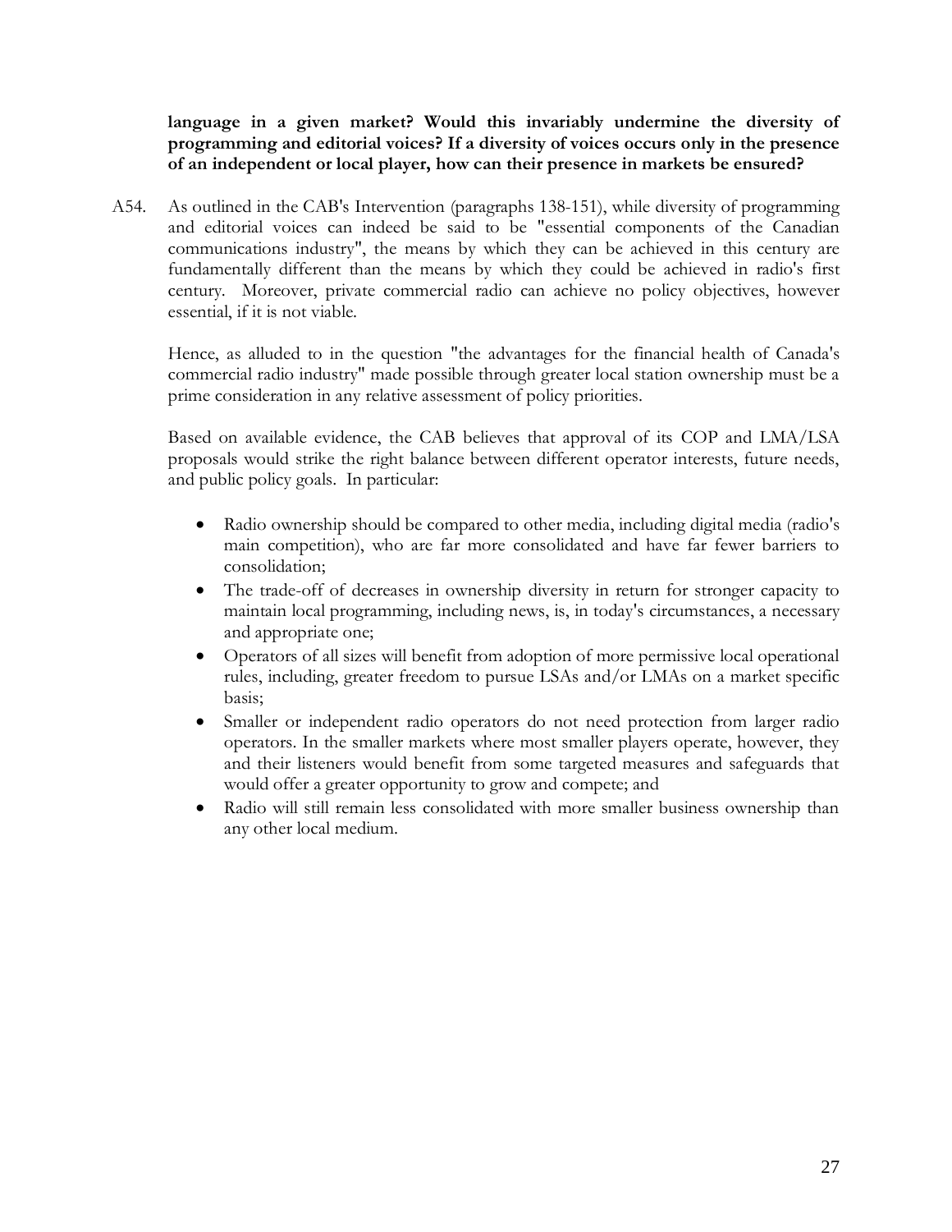**language in a given market? Would this invariably undermine the diversity of programming and editorial voices? If a diversity of voices occurs only in the presence of an independent or local player, how can their presence in markets be ensured?**

A54. As outlined in the CAB's Intervention (paragraphs 138-151), while diversity of programming and editorial voices can indeed be said to be "essential components of the Canadian communications industry", the means by which they can be achieved in this century are fundamentally different than the means by which they could be achieved in radio's first century. Moreover, private commercial radio can achieve no policy objectives, however essential, if it is not viable.

Hence, as alluded to in the question "the advantages for the financial health of Canada's commercial radio industry" made possible through greater local station ownership must be a prime consideration in any relative assessment of policy priorities.

Based on available evidence, the CAB believes that approval of its COP and LMA/LSA proposals would strike the right balance between different operator interests, future needs, and public policy goals. In particular:

- Radio ownership should be compared to other media, including digital media (radio's main competition), who are far more consolidated and have far fewer barriers to consolidation;
- The trade-off of decreases in ownership diversity in return for stronger capacity to maintain local programming, including news, is, in today's circumstances, a necessary and appropriate one;
- Operators of all sizes will benefit from adoption of more permissive local operational rules, including, greater freedom to pursue LSAs and/or LMAs on a market specific basis;
- Smaller or independent radio operators do not need protection from larger radio operators. In the smaller markets where most smaller players operate, however, they and their listeners would benefit from some targeted measures and safeguards that would offer a greater opportunity to grow and compete; and
- Radio will still remain less consolidated with more smaller business ownership than any other local medium.